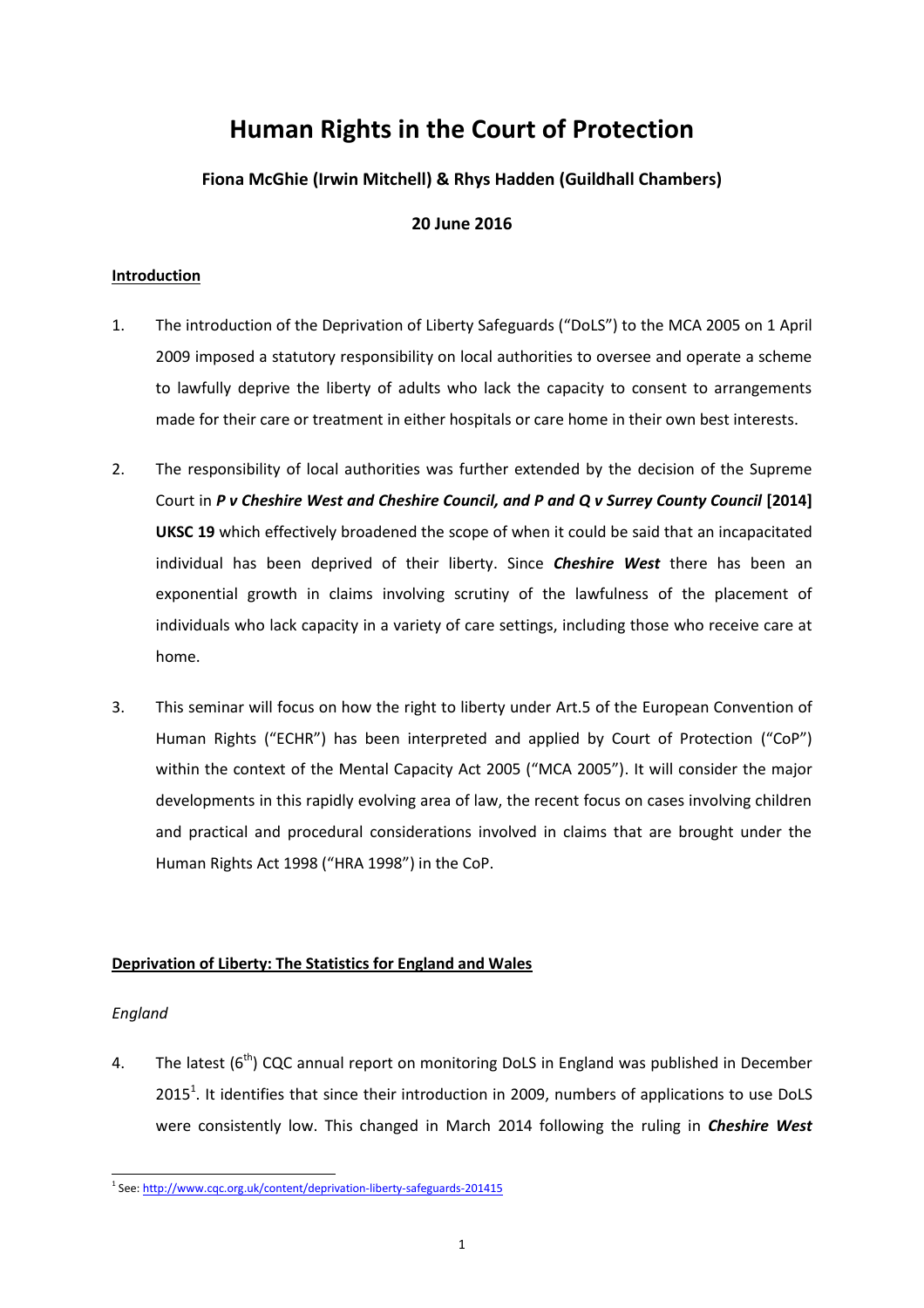# Human Rights in the Court of Protection

**Fiona McGhie (Irwin Mitchell) & Rhys Hadden (Guildhall Chambers)**

**20 June 2016**

## Introduction

1. The introduction of the Deprivation of Liberty Safeguards ("DoLS") to the MCA 2005 on 1 April 2009 imposed a statutory responsibility on local authorities to oversee and operate a scheme to lawfully deprive the liberty of adults who lack the capacity to consent to arrangements made for their care or treatment in either hospitals or care home in their own best interests.

2. The responsibility of local authorities was further extended by the decision of the Supreme Court in ***P v Cheshire West and Cheshire Council, and P and Q v Surrey County Council* [2014] UKSC 19** which effectively broadened the scope of when it could be said that an incapacitated individual has been deprived of their liberty. Since ***Cheshire West*** there has been an exponential growth in claims involving scrutiny of the lawfulness of the placement of individuals who lack capacity in a variety of care settings, including those who receive care at home.

3. This seminar will focus on how the right to liberty under Art.5 of the European Convention of Human Rights ("ECHR") has been interpreted and applied by Court of Protection ("CoP") within the context of the Mental Capacity Act 2005 ("MCA 2005"). It will consider the major developments in this rapidly evolving area of law, the recent focus on cases involving children and practical and procedural considerations involved in claims that are brought under the Human Rights Act 1998 ("HRA 1998") in the CoP.

## Deprivation of Liberty: The Statistics for England and Wales

*England*

4. The latest (6th) CQC annual report on monitoring DoLS in England was published in December 2015[1]. It identifies that since their introduction in 2009, numbers of applications to use DoLS were consistently low. This changed in March 2014 following the ruling in ***Cheshire West***

[1] See: http://www.cqc.org.uk/content/deprivation-liberty-safeguards-201415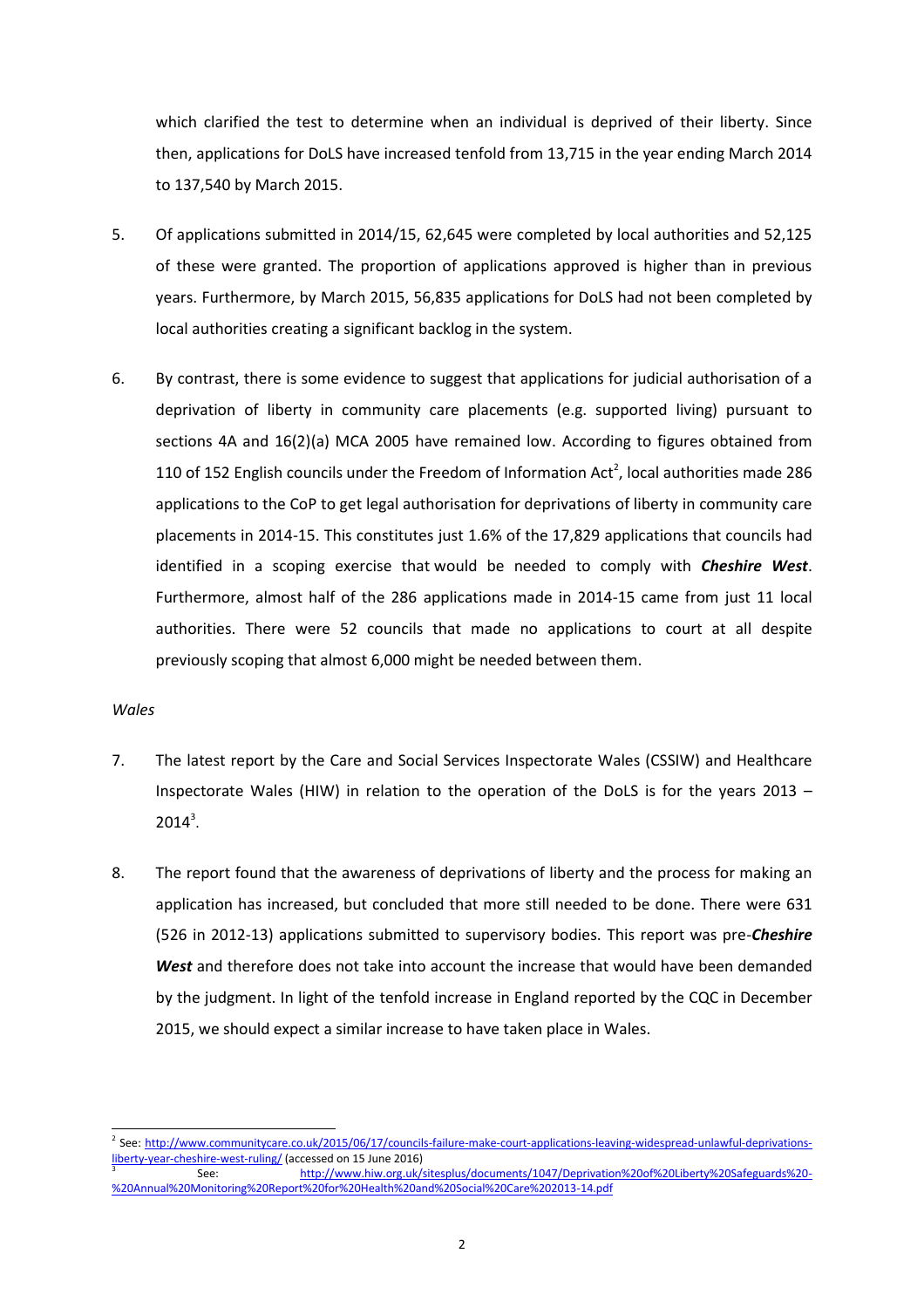which clarified the test to determine when an individual is deprived of their liberty. Since then, applications for DoLS have increased tenfold from 13,715 in the year ending March 2014 to 137,540 by March 2015.

5. Of applications submitted in 2014/15, 62,645 were completed by local authorities and 52,125 of these were granted. The proportion of applications approved is higher than in previous years. Furthermore, by March 2015, 56,835 applications for DoLS had not been completed by local authorities creating a significant backlog in the system.

6. By contrast, there is some evidence to suggest that applications for judicial authorisation of a deprivation of liberty in community care placements (e.g. supported living) pursuant to sections 4A and 16(2)(a) MCA 2005 have remained low. According to figures obtained from 110 of 152 English councils under the Freedom of Information Act[2], local authorities made 286 applications to the CoP to get legal authorisation for deprivations of liberty in community care placements in 2014-15. This constitutes just 1.6% of the 17,829 applications that councils had identified in a scoping exercise that would be needed to comply with ***Cheshire West***. Furthermore, almost half of the 286 applications made in 2014-15 came from just 11 local authorities. There were 52 councils that made no applications to court at all despite previously scoping that almost 6,000 might be needed between them.

*Wales*

7. The latest report by the Care and Social Services Inspectorate Wales (CSSIW) and Healthcare Inspectorate Wales (HIW) in relation to the operation of the DoLS is for the years 2013 – 2014[3].

8. The report found that the awareness of deprivations of liberty and the process for making an application has increased, but concluded that more still needed to be done. There were 631 (526 in 2012-13) applications submitted to supervisory bodies. This report was pre-***Cheshire West*** and therefore does not take into account the increase that would have been demanded by the judgment. In light of the tenfold increase in England reported by the CQC in December 2015, we should expect a similar increase to have taken place in Wales.

---

[2] See: http://www.communitycare.co.uk/2015/06/17/councils-failure-make-court-applications-leaving-widespread-unlawful-deprivations-liberty-year-cheshire-west-ruling/ (accessed on 15 June 2016)

[3] See: http://www.hiw.org.uk/sitesplus/documents/1047/Deprivation%20of%20Liberty%20Safeguards%20-%20Annual%20Monitoring%20Report%20for%20Health%20and%20Social%20Care%202013-14.pdf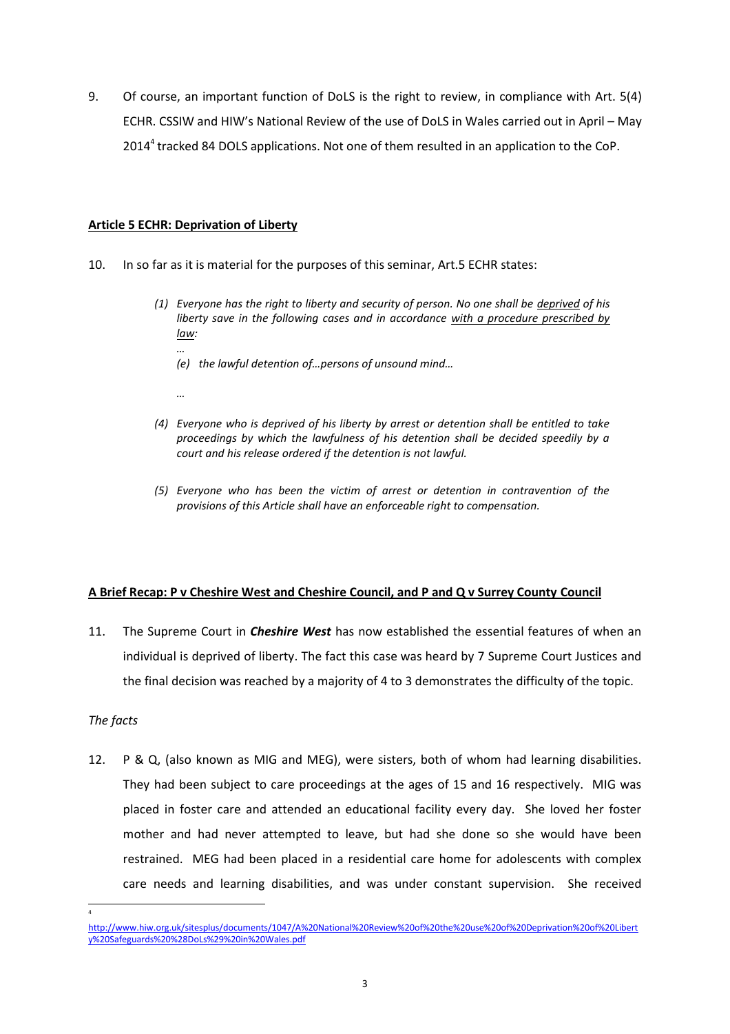9. Of course, an important function of DoLS is the right to review, in compliance with Art. 5(4) ECHR. CSSIW and HIW's National Review of the use of DoLS in Wales carried out in April – May 2014[4] tracked 84 DOLS applications. Not one of them resulted in an application to the CoP.

**Article 5 ECHR: Deprivation of Liberty**

10. In so far as it is material for the purposes of this seminar, Art.5 ECHR states:

> *(1) Everyone has the right to liberty and security of person. No one shall be deprived of his liberty save in the following cases and in accordance with a procedure prescribed by law:*
>
> *…*
>
> *(e) the lawful detention of…persons of unsound mind…*
>
> *…*
>
> *(4) Everyone who is deprived of his liberty by arrest or detention shall be entitled to take proceedings by which the lawfulness of his detention shall be decided speedily by a court and his release ordered if the detention is not lawful.*
>
> *(5) Everyone who has been the victim of arrest or detention in contravention of the provisions of this Article shall have an enforceable right to compensation.*

**A Brief Recap: P v Cheshire West and Cheshire Council, and P and Q v Surrey County Council**

11. The Supreme Court in ***Cheshire West*** has now established the essential features of when an individual is deprived of liberty. The fact this case was heard by 7 Supreme Court Justices and the final decision was reached by a majority of 4 to 3 demonstrates the difficulty of the topic.

*The facts*

12. P & Q, (also known as MIG and MEG), were sisters, both of whom had learning disabilities. They had been subject to care proceedings at the ages of 15 and 16 respectively. MIG was placed in foster care and attended an educational facility every day. She loved her foster mother and had never attempted to leave, but had she done so she would have been restrained. MEG had been placed in a residential care home for adolescents with complex care needs and learning disabilities, and was under constant supervision. She received

---

[4] http://www.hiw.org.uk/sitesplus/documents/1047/A%20National%20Review%20of%20the%20use%20of%20Deprivation%20of%20Liberty%20Safeguards%20%28DoLs%29%20in%20Wales.pdf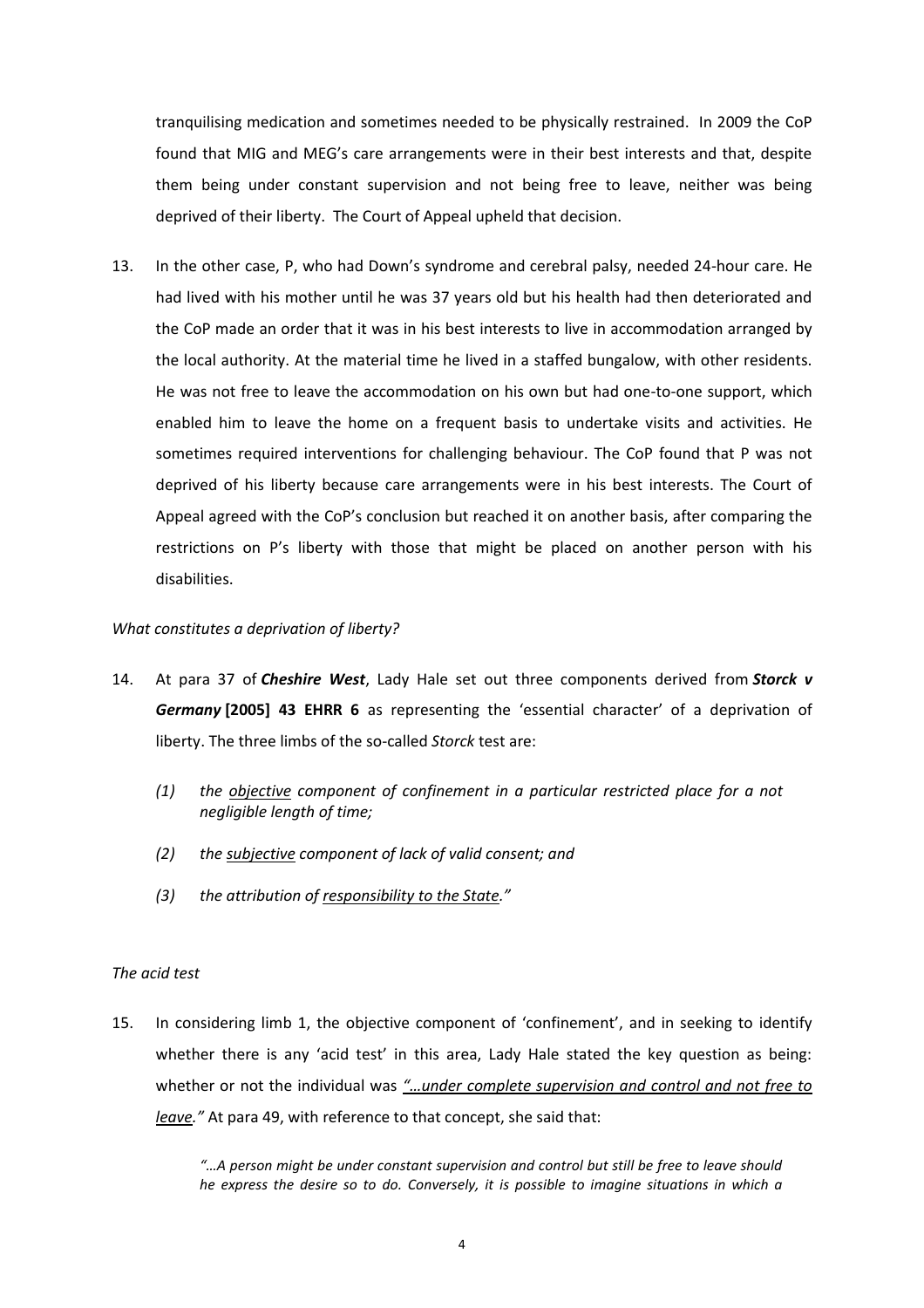tranquilising medication and sometimes needed to be physically restrained. In 2009 the CoP found that MIG and MEG's care arrangements were in their best interests and that, despite them being under constant supervision and not being free to leave, neither was being deprived of their liberty. The Court of Appeal upheld that decision.

13. In the other case, P, who had Down's syndrome and cerebral palsy, needed 24-hour care. He had lived with his mother until he was 37 years old but his health had then deteriorated and the CoP made an order that it was in his best interests to live in accommodation arranged by the local authority. At the material time he lived in a staffed bungalow, with other residents. He was not free to leave the accommodation on his own but had one-to-one support, which enabled him to leave the home on a frequent basis to undertake visits and activities. He sometimes required interventions for challenging behaviour. The CoP found that P was not deprived of his liberty because care arrangements were in his best interests. The Court of Appeal agreed with the CoP's conclusion but reached it on another basis, after comparing the restrictions on P's liberty with those that might be placed on another person with his disabilities.

*What constitutes a deprivation of liberty?*

14. At para 37 of ***Cheshire West***, Lady Hale set out three components derived from ***Storck v Germany* [2005] 43 EHRR 6** as representing the 'essential character' of a deprivation of liberty. The three limbs of the so-called *Storck* test are:

    *(1) the <u>objective</u> component of confinement in a particular restricted place for a not negligible length of time;*

    *(2) the <u>subjective</u> component of lack of valid consent; and*

    *(3) the attribution of <u>responsibility to the State</u>."*

*The acid test*

15. In considering limb 1, the objective component of 'confinement', and in seeking to identify whether there is any 'acid test' in this area, Lady Hale stated the key question as being: whether or not the individual was *<u>"…under complete supervision and control and not free to leave."</u>* At para 49, with reference to that concept, she said that:

    > *"…A person might be under constant supervision and control but still be free to leave should he express the desire so to do. Conversely, it is possible to imagine situations in which a*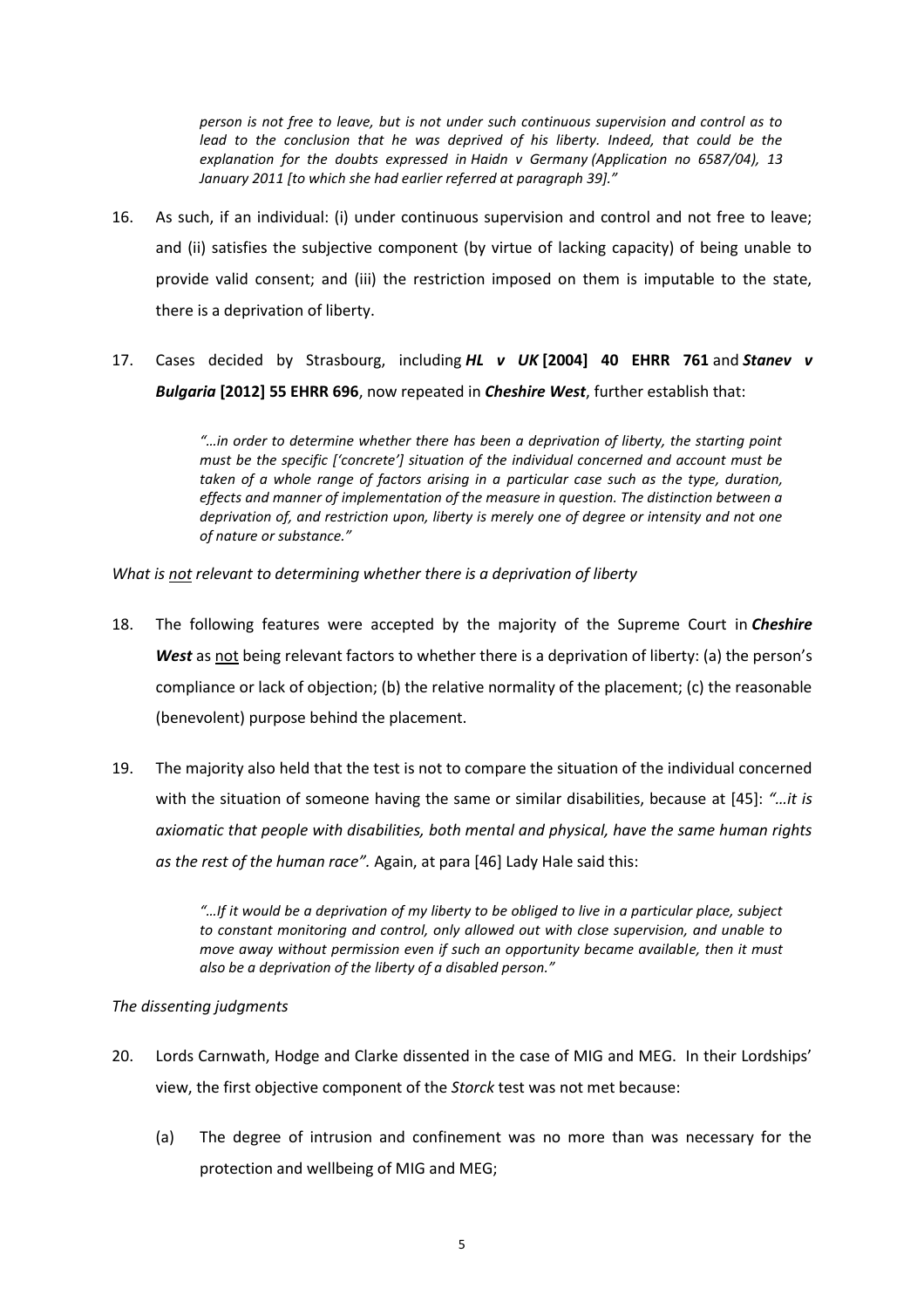*person is not free to leave, but is not under such continuous supervision and control as to lead to the conclusion that he was deprived of his liberty. Indeed, that could be the explanation for the doubts expressed in Haidn v Germany (Application no 6587/04), 13 January 2011 [to which she had earlier referred at paragraph 39]."*

16. As such, if an individual: (i) under continuous supervision and control and not free to leave; and (ii) satisfies the subjective component (by virtue of lacking capacity) of being unable to provide valid consent; and (iii) the restriction imposed on them is imputable to the state, there is a deprivation of liberty.

17. Cases decided by Strasbourg, including ***HL v UK* [2004] 40 EHRR 761** and ***Stanev v Bulgaria* [2012] 55 EHRR 696**, now repeated in ***Cheshire West***, further establish that:

> *"…in order to determine whether there has been a deprivation of liberty, the starting point must be the specific ['concrete'] situation of the individual concerned and account must be taken of a whole range of factors arising in a particular case such as the type, duration, effects and manner of implementation of the measure in question. The distinction between a deprivation of, and restriction upon, liberty is merely one of degree or intensity and not one of nature or substance."*

*What is not relevant to determining whether there is a deprivation of liberty*

18. The following features were accepted by the majority of the Supreme Court in ***Cheshire West*** as not being relevant factors to whether there is a deprivation of liberty: (a) the person's compliance or lack of objection; (b) the relative normality of the placement; (c) the reasonable (benevolent) purpose behind the placement.

19. The majority also held that the test is not to compare the situation of the individual concerned with the situation of someone having the same or similar disabilities, because at [45]: *"…it is axiomatic that people with disabilities, both mental and physical, have the same human rights as the rest of the human race".* Again, at para [46] Lady Hale said this:

> *"…If it would be a deprivation of my liberty to be obliged to live in a particular place, subject to constant monitoring and control, only allowed out with close supervision, and unable to move away without permission even if such an opportunity became available, then it must also be a deprivation of the liberty of a disabled person."*

*The dissenting judgments*

20. Lords Carnwath, Hodge and Clarke dissented in the case of MIG and MEG. In their Lordships' view, the first objective component of the *Storck* test was not met because:

    (a) The degree of intrusion and confinement was no more than was necessary for the protection and wellbeing of MIG and MEG;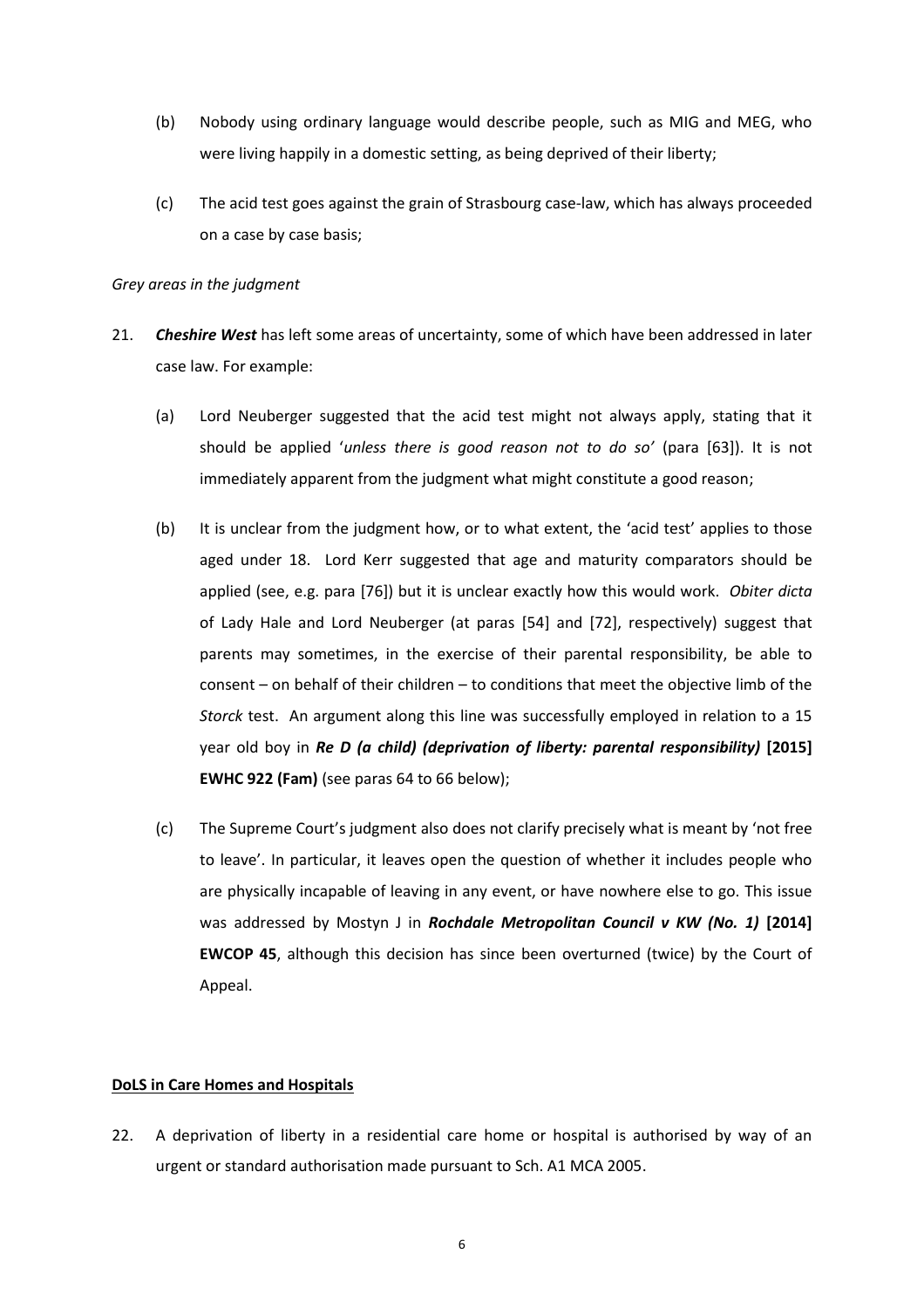(b) Nobody using ordinary language would describe people, such as MIG and MEG, who were living happily in a domestic setting, as being deprived of their liberty;

(c) The acid test goes against the grain of Strasbourg case-law, which has always proceeded on a case by case basis;

*Grey areas in the judgment*

21. ***Cheshire West*** has left some areas of uncertainty, some of which have been addressed in later case law. For example:

    (a) Lord Neuberger suggested that the acid test might not always apply, stating that it should be applied '*unless there is good reason not to do so'* (para [63]). It is not immediately apparent from the judgment what might constitute a good reason;

    (b) It is unclear from the judgment how, or to what extent, the 'acid test' applies to those aged under 18. Lord Kerr suggested that age and maturity comparators should be applied (see, e.g. para [76]) but it is unclear exactly how this would work. *Obiter dicta* of Lady Hale and Lord Neuberger (at paras [54] and [72], respectively) suggest that parents may sometimes, in the exercise of their parental responsibility, be able to consent – on behalf of their children – to conditions that meet the objective limb of the *Storck* test. An argument along this line was successfully employed in relation to a 15 year old boy in ***Re D (a child) (deprivation of liberty: parental responsibility)* [2015] EWHC 922 (Fam)** (see paras 64 to 66 below);

    (c) The Supreme Court's judgment also does not clarify precisely what is meant by 'not free to leave'. In particular, it leaves open the question of whether it includes people who are physically incapable of leaving in any event, or have nowhere else to go. This issue was addressed by Mostyn J in ***Rochdale Metropolitan Council v KW (No. 1)* [2014] EWCOP 45**, although this decision has since been overturned (twice) by the Court of Appeal.

**DoLS in Care Homes and Hospitals**

22. A deprivation of liberty in a residential care home or hospital is authorised by way of an urgent or standard authorisation made pursuant to Sch. A1 MCA 2005.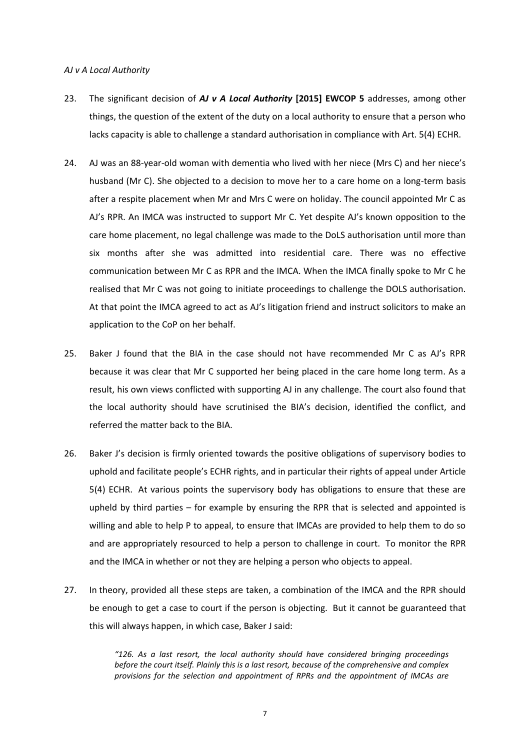*AJ v A Local Authority*

23. The significant decision of ***AJ v A Local Authority* [2015] EWCOP 5** addresses, among other things, the question of the extent of the duty on a local authority to ensure that a person who lacks capacity is able to challenge a standard authorisation in compliance with Art. 5(4) ECHR.

24. AJ was an 88-year-old woman with dementia who lived with her niece (Mrs C) and her niece's husband (Mr C). She objected to a decision to move her to a care home on a long-term basis after a respite placement when Mr and Mrs C were on holiday. The council appointed Mr C as AJ's RPR. An IMCA was instructed to support Mr C. Yet despite AJ's known opposition to the care home placement, no legal challenge was made to the DoLS authorisation until more than six months after she was admitted into residential care. There was no effective communication between Mr C as RPR and the IMCA. When the IMCA finally spoke to Mr C he realised that Mr C was not going to initiate proceedings to challenge the DOLS authorisation. At that point the IMCA agreed to act as AJ's litigation friend and instruct solicitors to make an application to the CoP on her behalf.

25. Baker J found that the BIA in the case should not have recommended Mr C as AJ's RPR because it was clear that Mr C supported her being placed in the care home long term. As a result, his own views conflicted with supporting AJ in any challenge. The court also found that the local authority should have scrutinised the BIA's decision, identified the conflict, and referred the matter back to the BIA.

26. Baker J's decision is firmly oriented towards the positive obligations of supervisory bodies to uphold and facilitate people's ECHR rights, and in particular their rights of appeal under Article 5(4) ECHR. At various points the supervisory body has obligations to ensure that these are upheld by third parties – for example by ensuring the RPR that is selected and appointed is willing and able to help P to appeal, to ensure that IMCAs are provided to help them to do so and are appropriately resourced to help a person to challenge in court. To monitor the RPR and the IMCA in whether or not they are helping a person who objects to appeal.

27. In theory, provided all these steps are taken, a combination of the IMCA and the RPR should be enough to get a case to court if the person is objecting. But it cannot be guaranteed that this will always happen, in which case, Baker J said:

> *"126. As a last resort, the local authority should have considered bringing proceedings before the court itself. Plainly this is a last resort, because of the comprehensive and complex provisions for the selection and appointment of RPRs and the appointment of IMCAs are*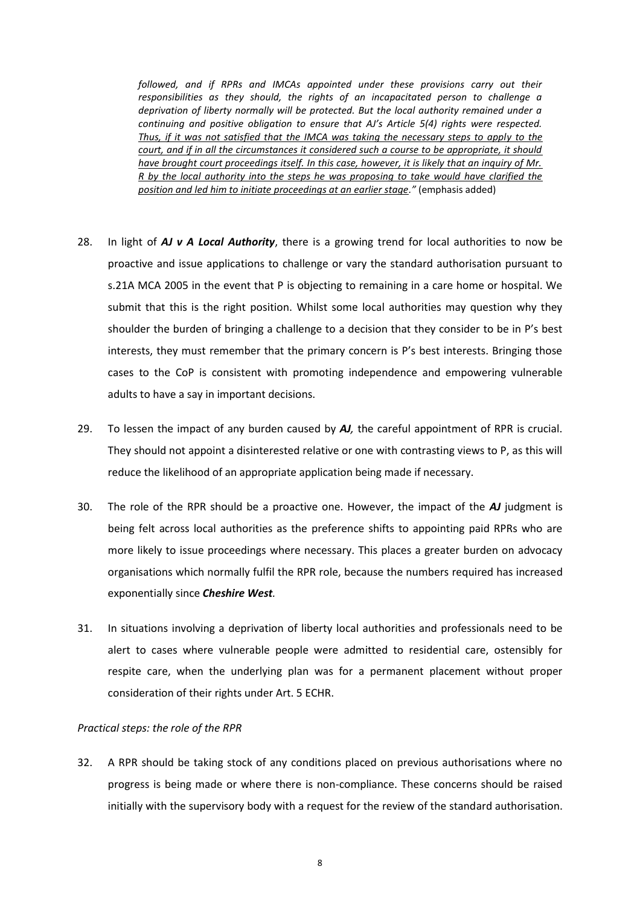*followed, and if RPRs and IMCAs appointed under these provisions carry out their responsibilities as they should, the rights of an incapacitated person to challenge a deprivation of liberty normally will be protected. But the local authority remained under a continuing and positive obligation to ensure that AJ's Article 5(4) rights were respected. <u>Thus, if it was not satisfied that the IMCA was taking the necessary steps to apply to the court, and if in all the circumstances it considered such a course to be appropriate, it should have brought court proceedings itself. In this case, however, it is likely that an inquiry of Mr. R by the local authority into the steps he was proposing to take would have clarified the position and led him to initiate proceedings at an earlier stage</u>."* (emphasis added)

28. In light of ***AJ v A Local Authority***, there is a growing trend for local authorities to now be proactive and issue applications to challenge or vary the standard authorisation pursuant to s.21A MCA 2005 in the event that P is objecting to remaining in a care home or hospital. We submit that this is the right position. Whilst some local authorities may question why they shoulder the burden of bringing a challenge to a decision that they consider to be in P's best interests, they must remember that the primary concern is P's best interests. Bringing those cases to the CoP is consistent with promoting independence and empowering vulnerable adults to have a say in important decisions.

29. To lessen the impact of any burden caused by ***AJ,*** the careful appointment of RPR is crucial. They should not appoint a disinterested relative or one with contrasting views to P, as this will reduce the likelihood of an appropriate application being made if necessary.

30. The role of the RPR should be a proactive one. However, the impact of the ***AJ*** judgment is being felt across local authorities as the preference shifts to appointing paid RPRs who are more likely to issue proceedings where necessary. This places a greater burden on advocacy organisations which normally fulfil the RPR role, because the numbers required has increased exponentially since ***Cheshire West.***

31. In situations involving a deprivation of liberty local authorities and professionals need to be alert to cases where vulnerable people were admitted to residential care, ostensibly for respite care, when the underlying plan was for a permanent placement without proper consideration of their rights under Art. 5 ECHR.

*Practical steps: the role of the RPR*

32. A RPR should be taking stock of any conditions placed on previous authorisations where no progress is being made or where there is non-compliance. These concerns should be raised initially with the supervisory body with a request for the review of the standard authorisation.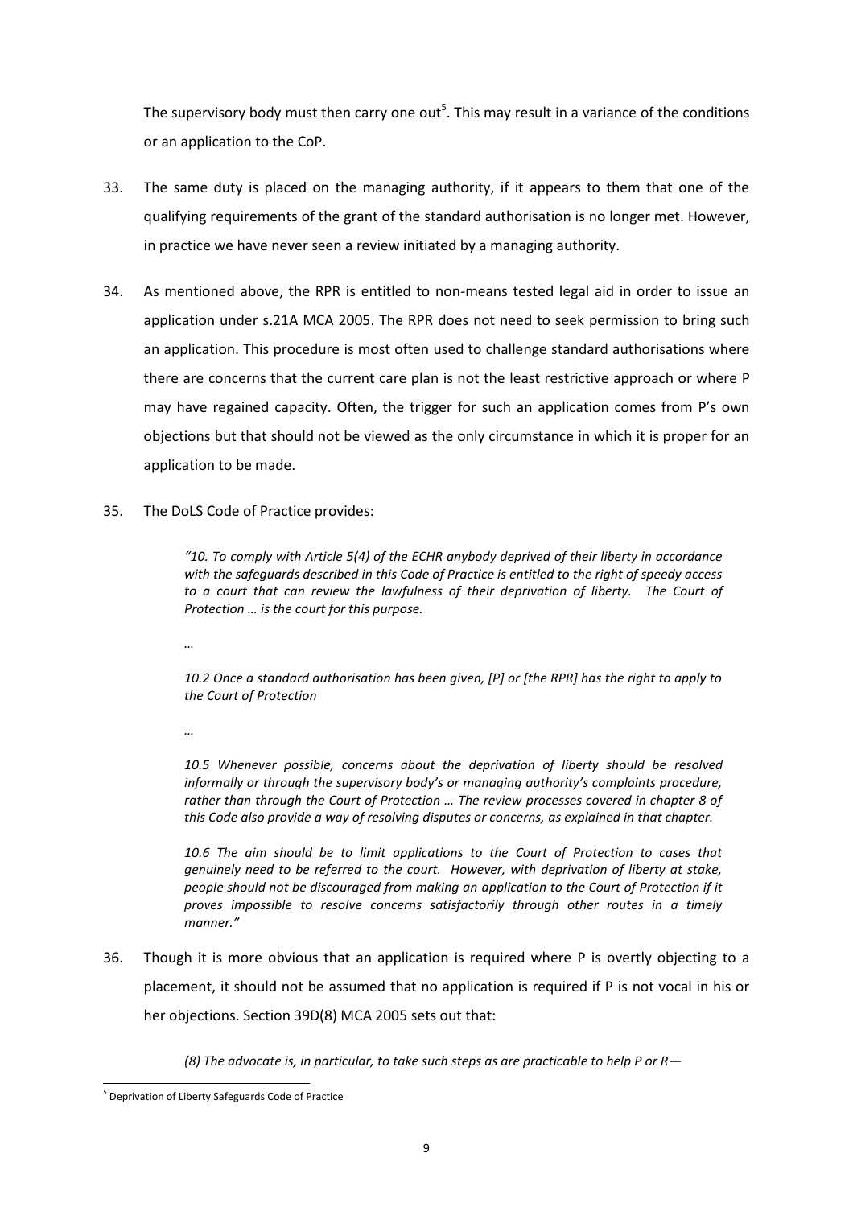The supervisory body must then carry one out[5]. This may result in a variance of the conditions or an application to the CoP.

33. The same duty is placed on the managing authority, if it appears to them that one of the qualifying requirements of the grant of the standard authorisation is no longer met. However, in practice we have never seen a review initiated by a managing authority.

34. As mentioned above, the RPR is entitled to non-means tested legal aid in order to issue an application under s.21A MCA 2005. The RPR does not need to seek permission to bring such an application. This procedure is most often used to challenge standard authorisations where there are concerns that the current care plan is not the least restrictive approach or where P may have regained capacity. Often, the trigger for such an application comes from P's own objections but that should not be viewed as the only circumstance in which it is proper for an application to be made.

35. The DoLS Code of Practice provides:

> *"10. To comply with Article 5(4) of the ECHR anybody deprived of their liberty in accordance with the safeguards described in this Code of Practice is entitled to the right of speedy access to a court that can review the lawfulness of their deprivation of liberty. The Court of Protection … is the court for this purpose.*
>
> *…*
>
> *10.2 Once a standard authorisation has been given, [P] or [the RPR] has the right to apply to the Court of Protection*
>
> *…*
>
> *10.5 Whenever possible, concerns about the deprivation of liberty should be resolved informally or through the supervisory body's or managing authority's complaints procedure, rather than through the Court of Protection … The review processes covered in chapter 8 of this Code also provide a way of resolving disputes or concerns, as explained in that chapter.*
>
> *10.6 The aim should be to limit applications to the Court of Protection to cases that genuinely need to be referred to the court. However, with deprivation of liberty at stake, people should not be discouraged from making an application to the Court of Protection if it proves impossible to resolve concerns satisfactorily through other routes in a timely manner."*

36. Though it is more obvious that an application is required where P is overtly objecting to a placement, it should not be assumed that no application is required if P is not vocal in his or her objections. Section 39D(8) MCA 2005 sets out that:

> *(8) The advocate is, in particular, to take such steps as are practicable to help P or R—*

[5] Deprivation of Liberty Safeguards Code of Practice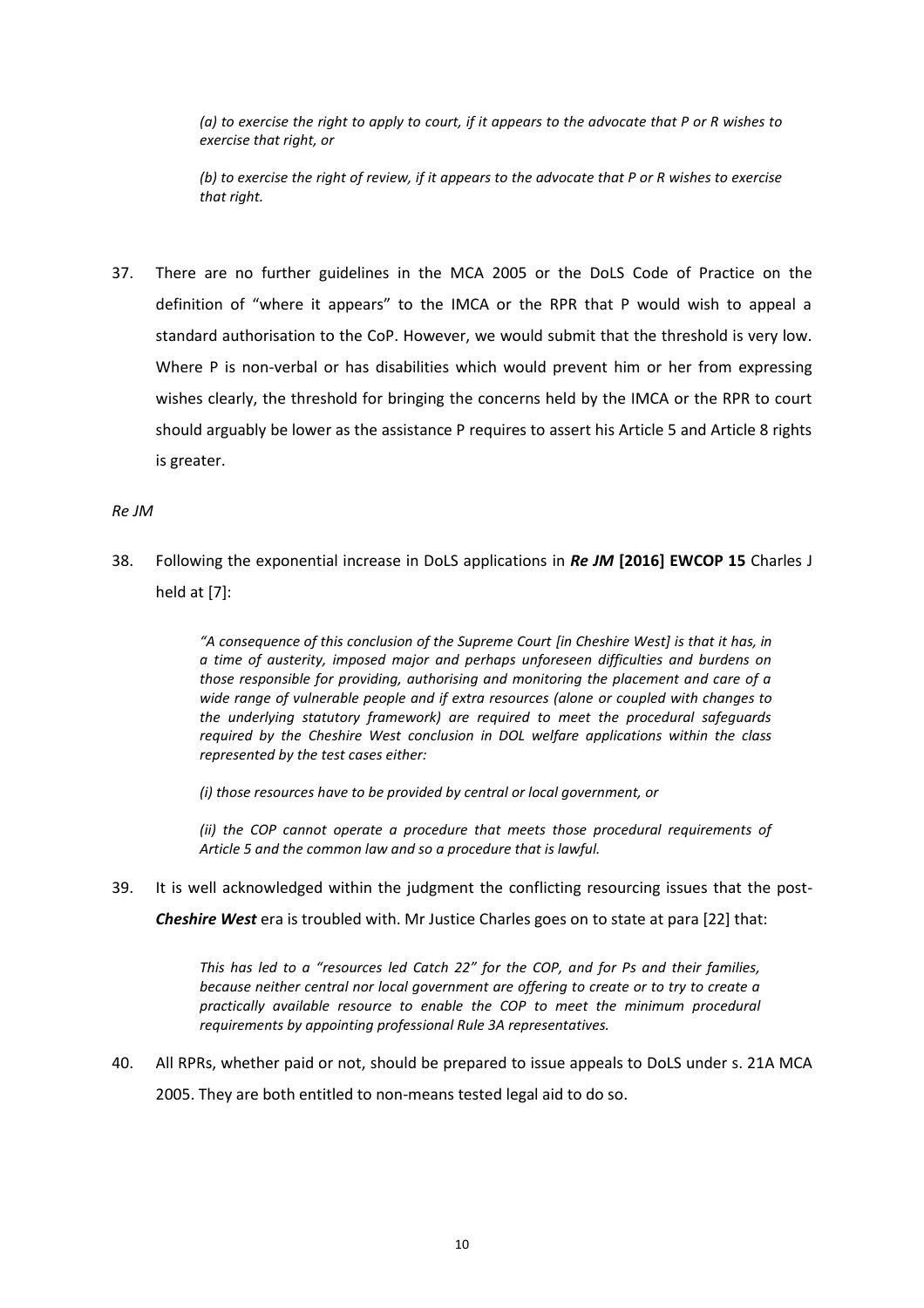*(a) to exercise the right to apply to court, if it appears to the advocate that P or R wishes to exercise that right, or*

*(b) to exercise the right of review, if it appears to the advocate that P or R wishes to exercise that right.*

37. There are no further guidelines in the MCA 2005 or the DoLS Code of Practice on the definition of "where it appears" to the IMCA or the RPR that P would wish to appeal a standard authorisation to the CoP. However, we would submit that the threshold is very low. Where P is non-verbal or has disabilities which would prevent him or her from expressing wishes clearly, the threshold for bringing the concerns held by the IMCA or the RPR to court should arguably be lower as the assistance P requires to assert his Article 5 and Article 8 rights is greater.

*Re JM*

38. Following the exponential increase in DoLS applications in ***Re JM*** **[2016] EWCOP 15** Charles J held at [7]:

> *"A consequence of this conclusion of the Supreme Court [in Cheshire West] is that it has, in a time of austerity, imposed major and perhaps unforeseen difficulties and burdens on those responsible for providing, authorising and monitoring the placement and care of a wide range of vulnerable people and if extra resources (alone or coupled with changes to the underlying statutory framework) are required to meet the procedural safeguards required by the Cheshire West conclusion in DOL welfare applications within the class represented by the test cases either:*
>
> *(i) those resources have to be provided by central or local government, or*
>
> *(ii) the COP cannot operate a procedure that meets those procedural requirements of Article 5 and the common law and so a procedure that is lawful.*

39. It is well acknowledged within the judgment the conflicting resourcing issues that the post-***Cheshire West*** era is troubled with. Mr Justice Charles goes on to state at para [22] that:

> *This has led to a "resources led Catch 22" for the COP, and for Ps and their families, because neither central nor local government are offering to create or to try to create a practically available resource to enable the COP to meet the minimum procedural requirements by appointing professional Rule 3A representatives.*

40. All RPRs, whether paid or not, should be prepared to issue appeals to DoLS under s. 21A MCA 2005. They are both entitled to non-means tested legal aid to do so.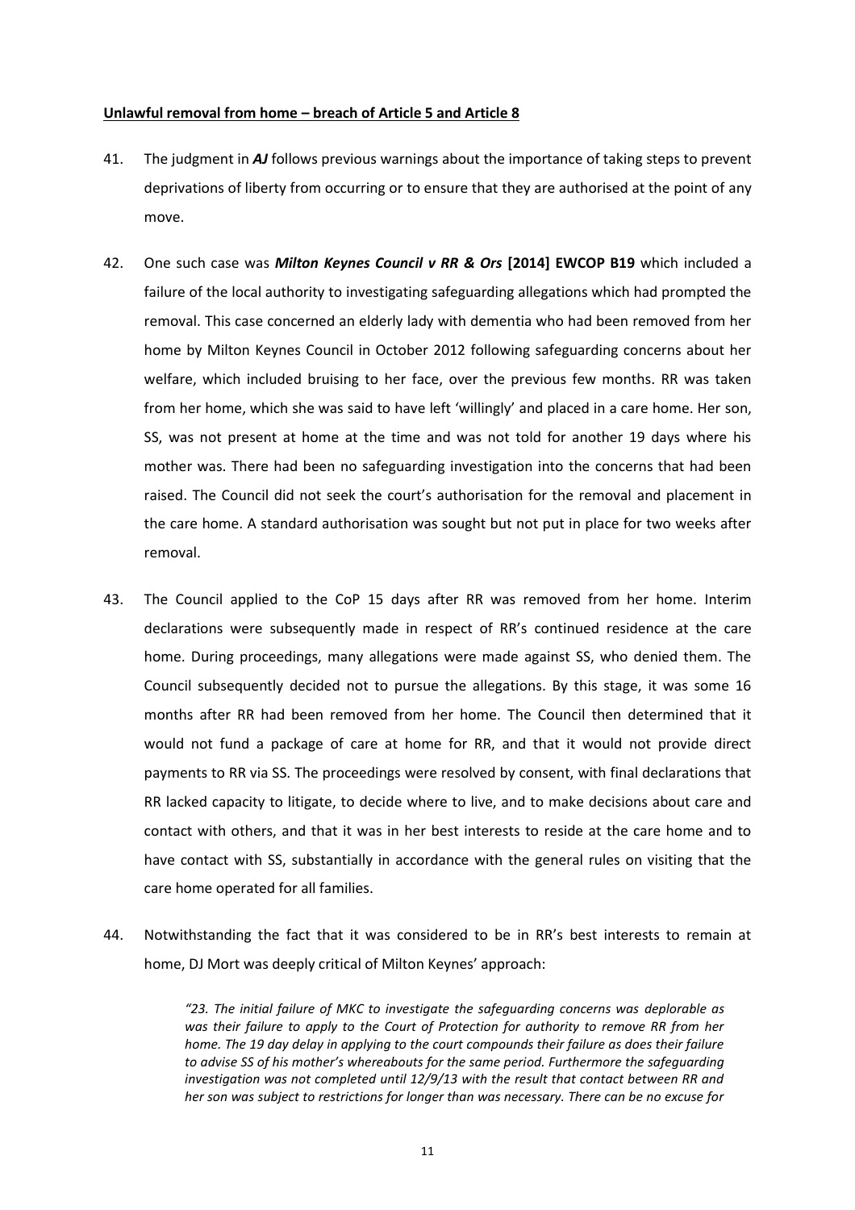**Unlawful removal from home – breach of Article 5 and Article 8**

41. The judgment in ***AJ*** follows previous warnings about the importance of taking steps to prevent deprivations of liberty from occurring or to ensure that they are authorised at the point of any move.

42. One such case was ***Milton Keynes Council v RR & Ors* [2014] EWCOP B19** which included a failure of the local authority to investigating safeguarding allegations which had prompted the removal. This case concerned an elderly lady with dementia who had been removed from her home by Milton Keynes Council in October 2012 following safeguarding concerns about her welfare, which included bruising to her face, over the previous few months. RR was taken from her home, which she was said to have left 'willingly' and placed in a care home. Her son, SS, was not present at home at the time and was not told for another 19 days where his mother was. There had been no safeguarding investigation into the concerns that had been raised. The Council did not seek the court's authorisation for the removal and placement in the care home. A standard authorisation was sought but not put in place for two weeks after removal.

43. The Council applied to the CoP 15 days after RR was removed from her home. Interim declarations were subsequently made in respect of RR's continued residence at the care home. During proceedings, many allegations were made against SS, who denied them. The Council subsequently decided not to pursue the allegations. By this stage, it was some 16 months after RR had been removed from her home. The Council then determined that it would not fund a package of care at home for RR, and that it would not provide direct payments to RR via SS. The proceedings were resolved by consent, with final declarations that RR lacked capacity to litigate, to decide where to live, and to make decisions about care and contact with others, and that it was in her best interests to reside at the care home and to have contact with SS, substantially in accordance with the general rules on visiting that the care home operated for all families.

44. Notwithstanding the fact that it was considered to be in RR's best interests to remain at home, DJ Mort was deeply critical of Milton Keynes' approach:

> *"23. The initial failure of MKC to investigate the safeguarding concerns was deplorable as was their failure to apply to the Court of Protection for authority to remove RR from her home. The 19 day delay in applying to the court compounds their failure as does their failure to advise SS of his mother's whereabouts for the same period. Furthermore the safeguarding investigation was not completed until 12/9/13 with the result that contact between RR and her son was subject to restrictions for longer than was necessary. There can be no excuse for*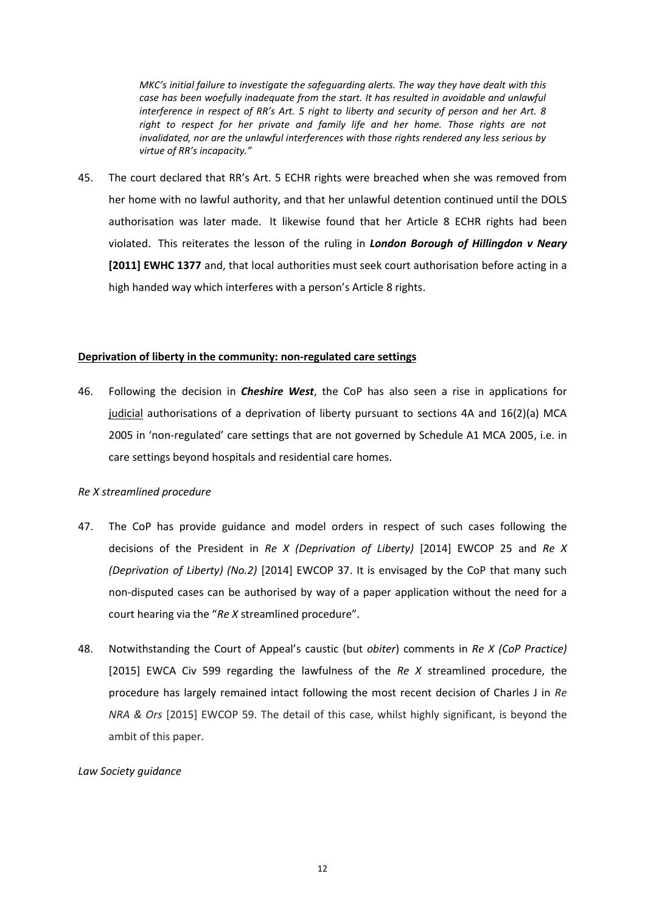*MKC's initial failure to investigate the safeguarding alerts. The way they have dealt with this case has been woefully inadequate from the start. It has resulted in avoidable and unlawful interference in respect of RR's Art. 5 right to liberty and security of person and her Art. 8 right to respect for her private and family life and her home. Those rights are not invalidated, nor are the unlawful interferences with those rights rendered any less serious by virtue of RR's incapacity."*

45. The court declared that RR's Art. 5 ECHR rights were breached when she was removed from her home with no lawful authority, and that her unlawful detention continued until the DOLS authorisation was later made. It likewise found that her Article 8 ECHR rights had been violated. This reiterates the lesson of the ruling in ***London Borough of Hillingdon v Neary* [2011] EWHC 1377** and, that local authorities must seek court authorisation before acting in a high handed way which interferes with a person's Article 8 rights.

**Deprivation of liberty in the community: non-regulated care settings**

46. Following the decision in ***Cheshire West***, the CoP has also seen a rise in applications for judicial authorisations of a deprivation of liberty pursuant to sections 4A and 16(2)(a) MCA 2005 in 'non-regulated' care settings that are not governed by Schedule A1 MCA 2005, i.e. in care settings beyond hospitals and residential care homes.

*Re X streamlined procedure*

47. The CoP has provide guidance and model orders in respect of such cases following the decisions of the President in *Re X (Deprivation of Liberty)* [2014] EWCOP 25 and *Re X (Deprivation of Liberty) (No.2)* [2014] EWCOP 37. It is envisaged by the CoP that many such non-disputed cases can be authorised by way of a paper application without the need for a court hearing via the "*Re X* streamlined procedure".

48. Notwithstanding the Court of Appeal's caustic (but *obiter*) comments in *Re X (CoP Practice)* [2015] EWCA Civ 599 regarding the lawfulness of the *Re X* streamlined procedure, the procedure has largely remained intact following the most recent decision of Charles J in *Re NRA & Ors* [2015] EWCOP 59. The detail of this case, whilst highly significant, is beyond the ambit of this paper.

*Law Society guidance*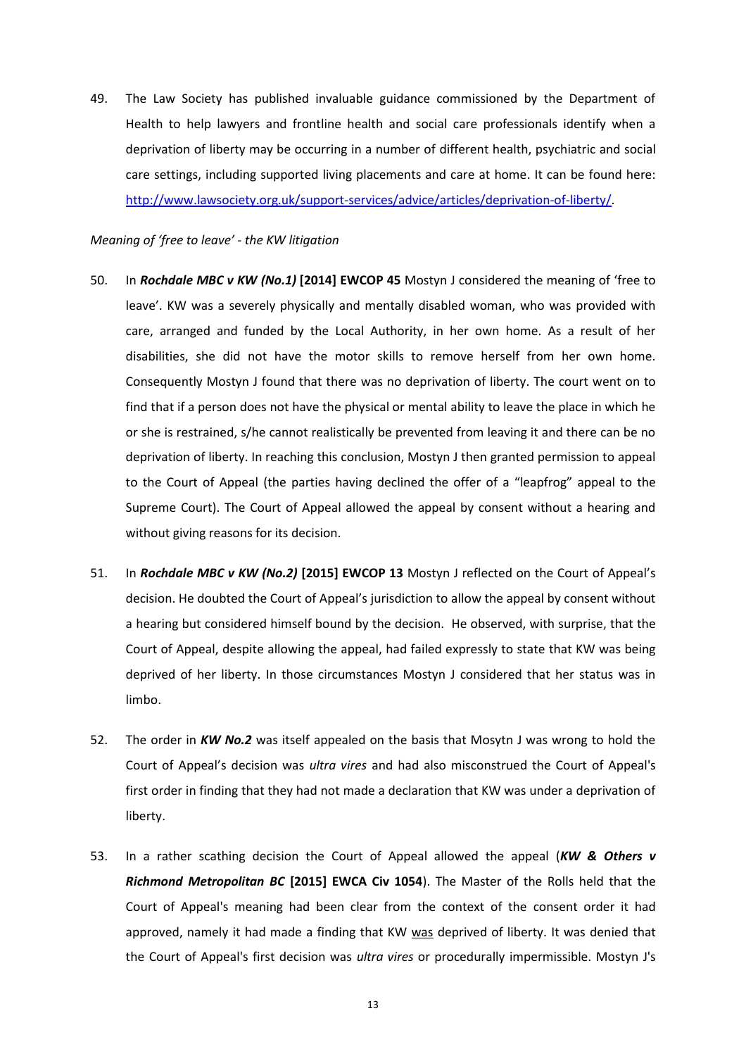49. The Law Society has published invaluable guidance commissioned by the Department of Health to help lawyers and frontline health and social care professionals identify when a deprivation of liberty may be occurring in a number of different health, psychiatric and social care settings, including supported living placements and care at home. It can be found here: [http://www.lawsociety.org.uk/support-services/advice/articles/deprivation-of-liberty/](http://www.lawsociety.org.uk/support-services/advice/articles/deprivation-of-liberty/).

*Meaning of 'free to leave' - the KW litigation*

50. In ***Rochdale MBC v KW (No.1)* [2014] EWCOP 45** Mostyn J considered the meaning of 'free to leave'. KW was a severely physically and mentally disabled woman, who was provided with care, arranged and funded by the Local Authority, in her own home. As a result of her disabilities, she did not have the motor skills to remove herself from her own home. Consequently Mostyn J found that there was no deprivation of liberty. The court went on to find that if a person does not have the physical or mental ability to leave the place in which he or she is restrained, s/he cannot realistically be prevented from leaving it and there can be no deprivation of liberty. In reaching this conclusion, Mostyn J then granted permission to appeal to the Court of Appeal (the parties having declined the offer of a "leapfrog" appeal to the Supreme Court). The Court of Appeal allowed the appeal by consent without a hearing and without giving reasons for its decision.

51. In ***Rochdale MBC v KW (No.2)* [2015] EWCOP 13** Mostyn J reflected on the Court of Appeal's decision. He doubted the Court of Appeal's jurisdiction to allow the appeal by consent without a hearing but considered himself bound by the decision. He observed, with surprise, that the Court of Appeal, despite allowing the appeal, had failed expressly to state that KW was being deprived of her liberty. In those circumstances Mostyn J considered that her status was in limbo.

52. The order in ***KW No.2*** was itself appealed on the basis that Mosytn J was wrong to hold the Court of Appeal's decision was *ultra vires* and had also misconstrued the Court of Appeal's first order in finding that they had not made a declaration that KW was under a deprivation of liberty.

53. In a rather scathing decision the Court of Appeal allowed the appeal (***KW & Others v Richmond Metropolitan BC* [2015] EWCA Civ 1054**). The Master of the Rolls held that the Court of Appeal's meaning had been clear from the context of the consent order it had approved, namely it had made a finding that KW <u>was</u> deprived of liberty. It was denied that the Court of Appeal's first decision was *ultra vires* or procedurally impermissible. Mostyn J's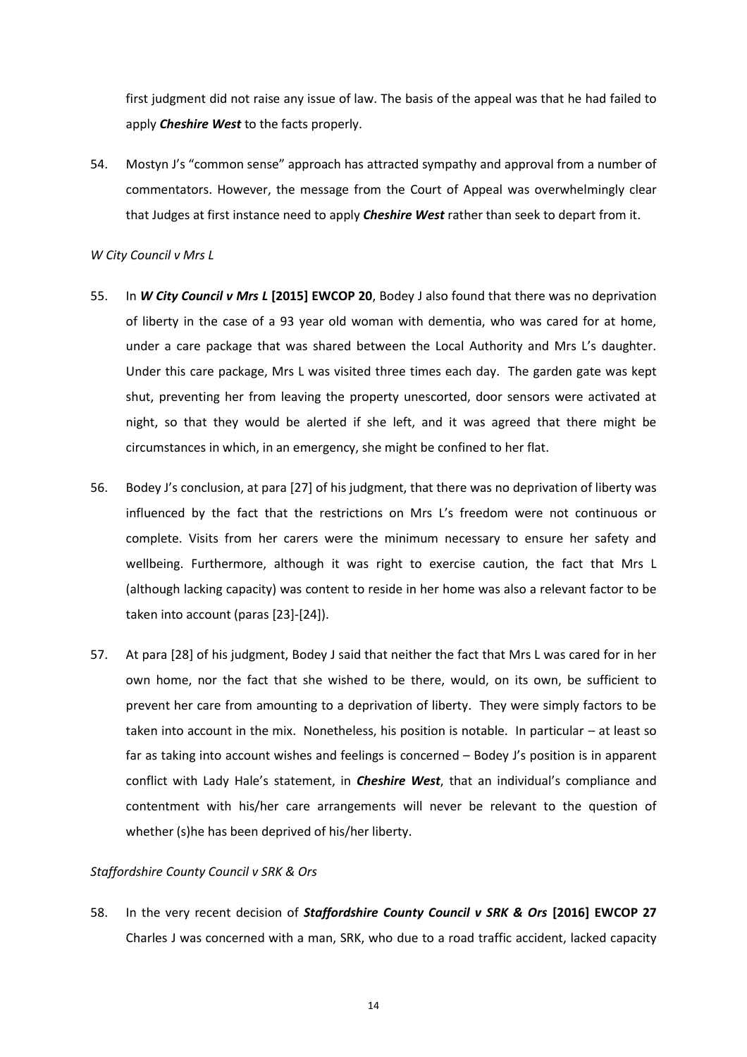first judgment did not raise any issue of law. The basis of the appeal was that he had failed to apply ***Cheshire West*** to the facts properly.

54. Mostyn J's "common sense" approach has attracted sympathy and approval from a number of commentators. However, the message from the Court of Appeal was overwhelmingly clear that Judges at first instance need to apply ***Cheshire West*** rather than seek to depart from it.

*W City Council v Mrs L*

55. In ***W City Council v Mrs L* [2015] EWCOP 20**, Bodey J also found that there was no deprivation of liberty in the case of a 93 year old woman with dementia, who was cared for at home, under a care package that was shared between the Local Authority and Mrs L's daughter. Under this care package, Mrs L was visited three times each day. The garden gate was kept shut, preventing her from leaving the property unescorted, door sensors were activated at night, so that they would be alerted if she left, and it was agreed that there might be circumstances in which, in an emergency, she might be confined to her flat.

56. Bodey J's conclusion, at para [27] of his judgment, that there was no deprivation of liberty was influenced by the fact that the restrictions on Mrs L's freedom were not continuous or complete. Visits from her carers were the minimum necessary to ensure her safety and wellbeing. Furthermore, although it was right to exercise caution, the fact that Mrs L (although lacking capacity) was content to reside in her home was also a relevant factor to be taken into account (paras [23]-[24]).

57. At para [28] of his judgment, Bodey J said that neither the fact that Mrs L was cared for in her own home, nor the fact that she wished to be there, would, on its own, be sufficient to prevent her care from amounting to a deprivation of liberty. They were simply factors to be taken into account in the mix. Nonetheless, his position is notable. In particular – at least so far as taking into account wishes and feelings is concerned – Bodey J's position is in apparent conflict with Lady Hale's statement, in ***Cheshire West***, that an individual's compliance and contentment with his/her care arrangements will never be relevant to the question of whether (s)he has been deprived of his/her liberty.

*Staffordshire County Council v SRK & Ors*

58. In the very recent decision of ***Staffordshire County Council v SRK & Ors* [2016] EWCOP 27** Charles J was concerned with a man, SRK, who due to a road traffic accident, lacked capacity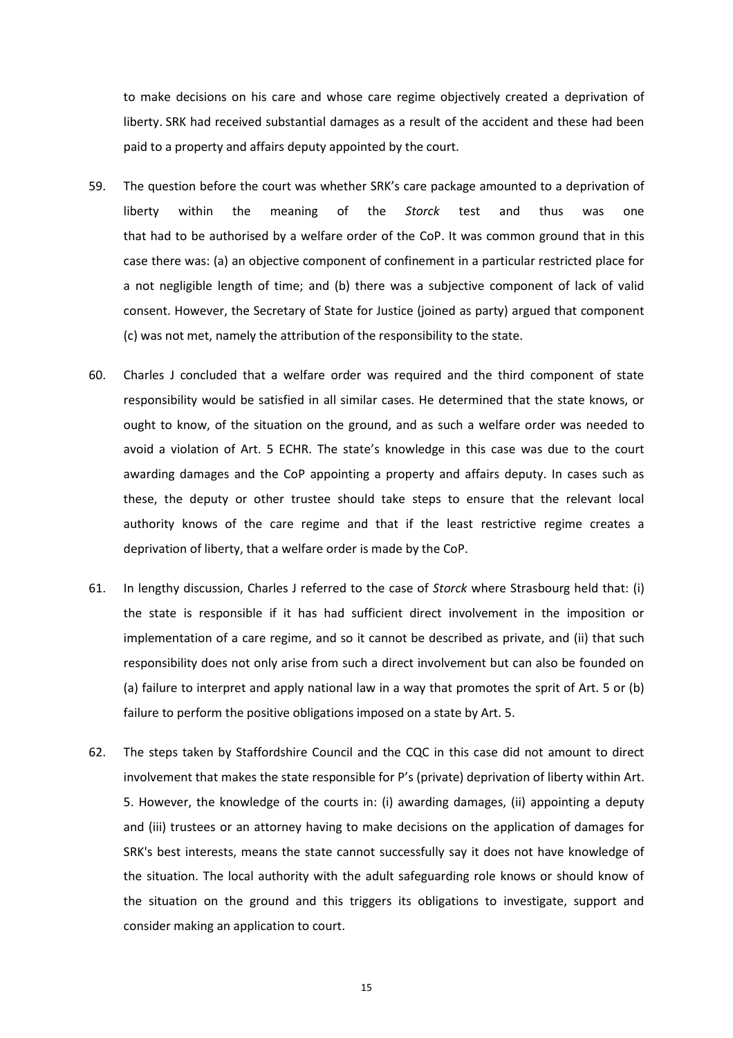to make decisions on his care and whose care regime objectively created a deprivation of liberty. SRK had received substantial damages as a result of the accident and these had been paid to a property and affairs deputy appointed by the court.

59. The question before the court was whether SRK's care package amounted to a deprivation of liberty within the meaning of the *Storck* test and thus was one that had to be authorised by a welfare order of the CoP. It was common ground that in this case there was: (a) an objective component of confinement in a particular restricted place for a not negligible length of time; and (b) there was a subjective component of lack of valid consent. However, the Secretary of State for Justice (joined as party) argued that component (c) was not met, namely the attribution of the responsibility to the state.

60. Charles J concluded that a welfare order was required and the third component of state responsibility would be satisfied in all similar cases. He determined that the state knows, or ought to know, of the situation on the ground, and as such a welfare order was needed to avoid a violation of Art. 5 ECHR. The state's knowledge in this case was due to the court awarding damages and the CoP appointing a property and affairs deputy. In cases such as these, the deputy or other trustee should take steps to ensure that the relevant local authority knows of the care regime and that if the least restrictive regime creates a deprivation of liberty, that a welfare order is made by the CoP.

61. In lengthy discussion, Charles J referred to the case of *Storck* where Strasbourg held that: (i) the state is responsible if it has had sufficient direct involvement in the imposition or implementation of a care regime, and so it cannot be described as private, and (ii) that such responsibility does not only arise from such a direct involvement but can also be founded on (a) failure to interpret and apply national law in a way that promotes the sprit of Art. 5 or (b) failure to perform the positive obligations imposed on a state by Art. 5.

62. The steps taken by Staffordshire Council and the CQC in this case did not amount to direct involvement that makes the state responsible for P's (private) deprivation of liberty within Art. 5. However, the knowledge of the courts in: (i) awarding damages, (ii) appointing a deputy and (iii) trustees or an attorney having to make decisions on the application of damages for SRK's best interests, means the state cannot successfully say it does not have knowledge of the situation. The local authority with the adult safeguarding role knows or should know of the situation on the ground and this triggers its obligations to investigate, support and consider making an application to court.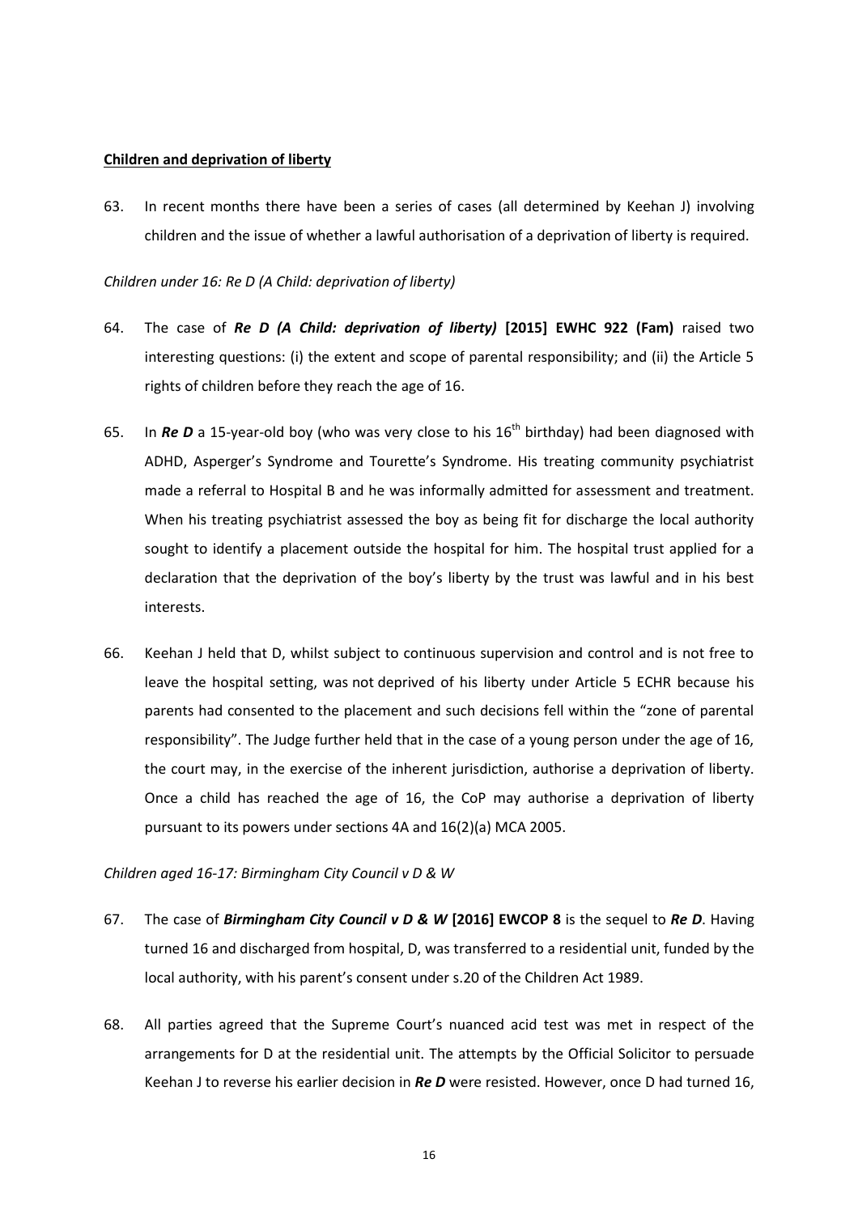**Children and deprivation of liberty**

63. In recent months there have been a series of cases (all determined by Keehan J) involving children and the issue of whether a lawful authorisation of a deprivation of liberty is required.

*Children under 16: Re D (A Child: deprivation of liberty)*

64. The case of ***Re D (A Child: deprivation of liberty)*** **[2015] EWHC 922 (Fam)** raised two interesting questions: (i) the extent and scope of parental responsibility; and (ii) the Article 5 rights of children before they reach the age of 16.

65. In ***Re D*** a 15-year-old boy (who was very close to his 16th birthday) had been diagnosed with ADHD, Asperger's Syndrome and Tourette's Syndrome. His treating community psychiatrist made a referral to Hospital B and he was informally admitted for assessment and treatment. When his treating psychiatrist assessed the boy as being fit for discharge the local authority sought to identify a placement outside the hospital for him. The hospital trust applied for a declaration that the deprivation of the boy's liberty by the trust was lawful and in his best interests.

66. Keehan J held that D, whilst subject to continuous supervision and control and is not free to leave the hospital setting, was not deprived of his liberty under Article 5 ECHR because his parents had consented to the placement and such decisions fell within the "zone of parental responsibility". The Judge further held that in the case of a young person under the age of 16, the court may, in the exercise of the inherent jurisdiction, authorise a deprivation of liberty. Once a child has reached the age of 16, the CoP may authorise a deprivation of liberty pursuant to its powers under sections 4A and 16(2)(a) MCA 2005.

*Children aged 16-17: Birmingham City Council v D & W*

67. The case of ***Birmingham City Council v D & W*** **[2016] EWCOP 8** is the sequel to ***Re D***. Having turned 16 and discharged from hospital, D, was transferred to a residential unit, funded by the local authority, with his parent's consent under s.20 of the Children Act 1989.

68. All parties agreed that the Supreme Court's nuanced acid test was met in respect of the arrangements for D at the residential unit. The attempts by the Official Solicitor to persuade Keehan J to reverse his earlier decision in ***Re D*** were resisted. However, once D had turned 16,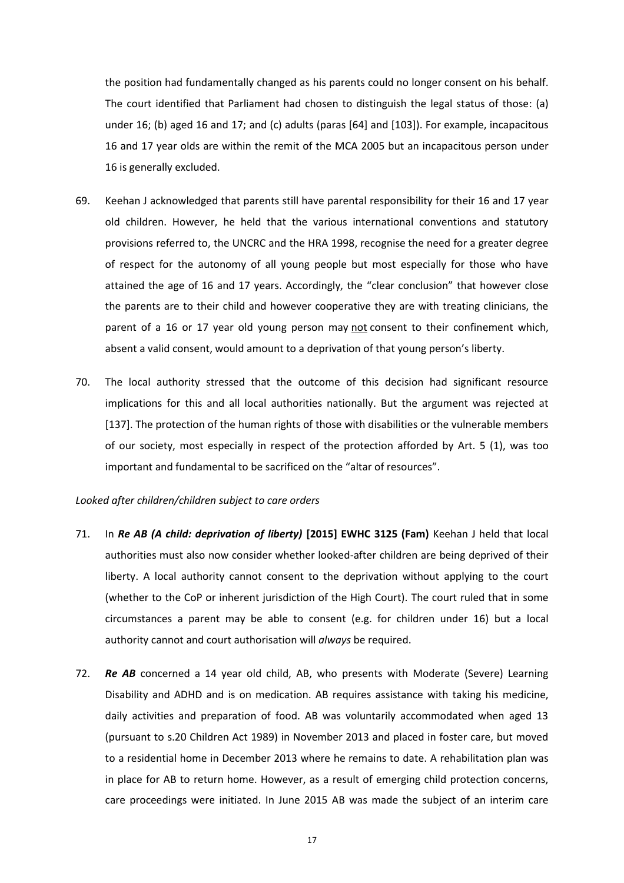the position had fundamentally changed as his parents could no longer consent on his behalf. The court identified that Parliament had chosen to distinguish the legal status of those: (a) under 16; (b) aged 16 and 17; and (c) adults (paras [64] and [103]). For example, incapacitous 16 and 17 year olds are within the remit of the MCA 2005 but an incapacitous person under 16 is generally excluded.

69. Keehan J acknowledged that parents still have parental responsibility for their 16 and 17 year old children. However, he held that the various international conventions and statutory provisions referred to, the UNCRC and the HRA 1998, recognise the need for a greater degree of respect for the autonomy of all young people but most especially for those who have attained the age of 16 and 17 years. Accordingly, the "clear conclusion" that however close the parents are to their child and however cooperative they are with treating clinicians, the parent of a 16 or 17 year old young person may not consent to their confinement which, absent a valid consent, would amount to a deprivation of that young person's liberty.

70. The local authority stressed that the outcome of this decision had significant resource implications for this and all local authorities nationally. But the argument was rejected at [137]. The protection of the human rights of those with disabilities or the vulnerable members of our society, most especially in respect of the protection afforded by Art. 5 (1), was too important and fundamental to be sacrificed on the "altar of resources".

*Looked after children/children subject to care orders*

71. In ***Re AB (A child: deprivation of liberty)* [2015] EWHC 3125 (Fam)** Keehan J held that local authorities must also now consider whether looked-after children are being deprived of their liberty. A local authority cannot consent to the deprivation without applying to the court (whether to the CoP or inherent jurisdiction of the High Court). The court ruled that in some circumstances a parent may be able to consent (e.g. for children under 16) but a local authority cannot and court authorisation will *always* be required.

72. ***Re AB*** concerned a 14 year old child, AB, who presents with Moderate (Severe) Learning Disability and ADHD and is on medication. AB requires assistance with taking his medicine, daily activities and preparation of food. AB was voluntarily accommodated when aged 13 (pursuant to s.20 Children Act 1989) in November 2013 and placed in foster care, but moved to a residential home in December 2013 where he remains to date. A rehabilitation plan was in place for AB to return home. However, as a result of emerging child protection concerns, care proceedings were initiated. In June 2015 AB was made the subject of an interim care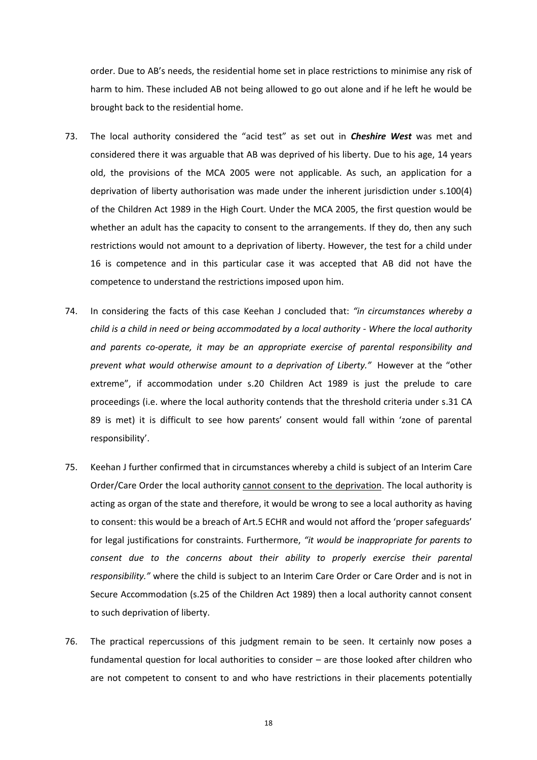order. Due to AB's needs, the residential home set in place restrictions to minimise any risk of harm to him. These included AB not being allowed to go out alone and if he left he would be brought back to the residential home.

73. The local authority considered the "acid test" as set out in ***Cheshire West*** was met and considered there it was arguable that AB was deprived of his liberty. Due to his age, 14 years old, the provisions of the MCA 2005 were not applicable. As such, an application for a deprivation of liberty authorisation was made under the inherent jurisdiction under s.100(4) of the Children Act 1989 in the High Court. Under the MCA 2005, the first question would be whether an adult has the capacity to consent to the arrangements. If they do, then any such restrictions would not amount to a deprivation of liberty. However, the test for a child under 16 is competence and in this particular case it was accepted that AB did not have the competence to understand the restrictions imposed upon him.

74. In considering the facts of this case Keehan J concluded that: *"in circumstances whereby a child is a child in need or being accommodated by a local authority - Where the local authority and parents co-operate, it may be an appropriate exercise of parental responsibility and prevent what would otherwise amount to a deprivation of Liberty."* However at the "other extreme", if accommodation under s.20 Children Act 1989 is just the prelude to care proceedings (i.e. where the local authority contends that the threshold criteria under s.31 CA 89 is met) it is difficult to see how parents' consent would fall within 'zone of parental responsibility'.

75. Keehan J further confirmed that in circumstances whereby a child is subject of an Interim Care Order/Care Order the local authority <u>cannot consent to the deprivation</u>. The local authority is acting as organ of the state and therefore, it would be wrong to see a local authority as having to consent: this would be a breach of Art.5 ECHR and would not afford the 'proper safeguards' for legal justifications for constraints. Furthermore, *"it would be inappropriate for parents to consent due to the concerns about their ability to properly exercise their parental responsibility."* where the child is subject to an Interim Care Order or Care Order and is not in Secure Accommodation (s.25 of the Children Act 1989) then a local authority cannot consent to such deprivation of liberty.

76. The practical repercussions of this judgment remain to be seen. It certainly now poses a fundamental question for local authorities to consider – are those looked after children who are not competent to consent to and who have restrictions in their placements potentially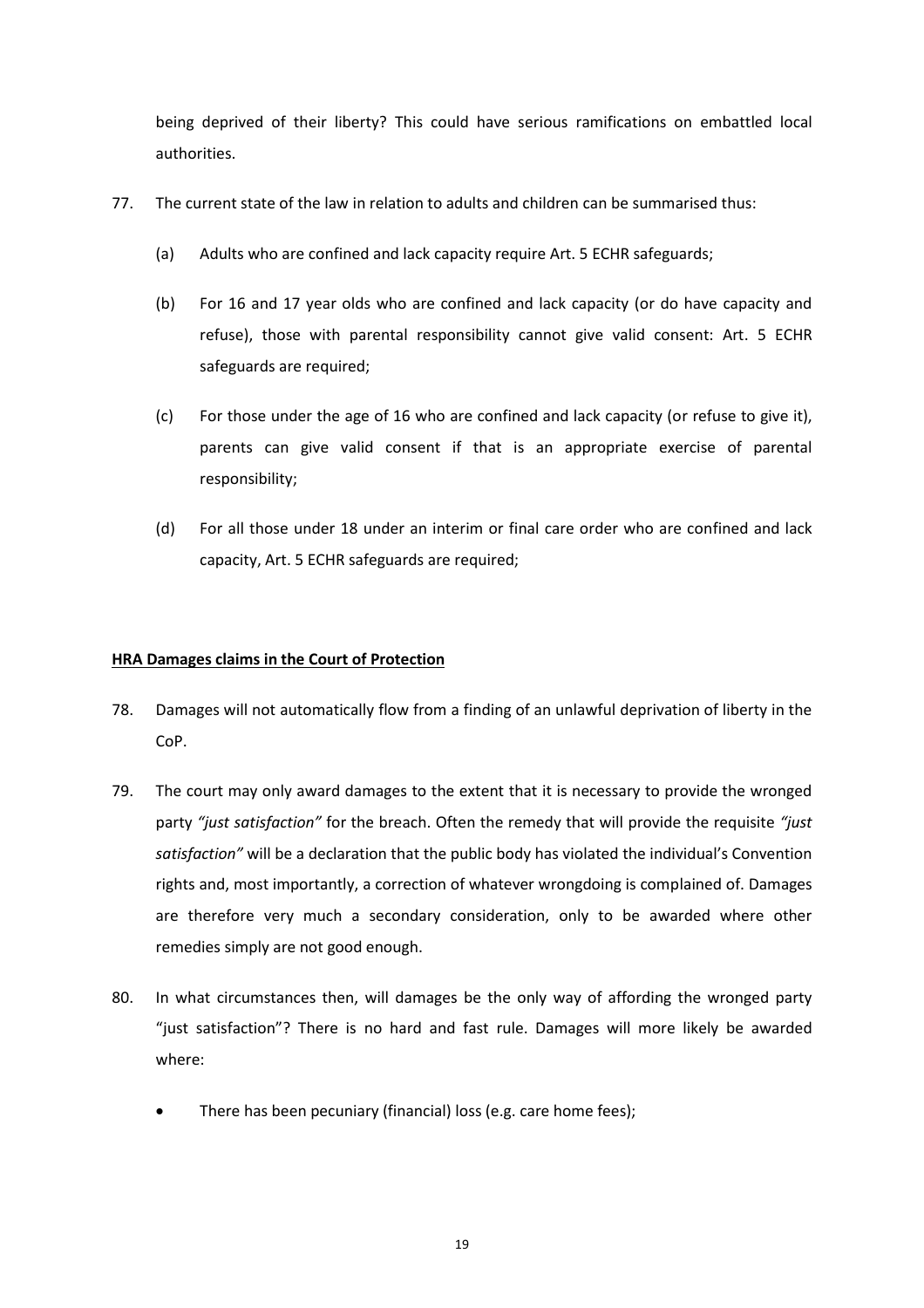being deprived of their liberty? This could have serious ramifications on embattled local authorities.

77. The current state of the law in relation to adults and children can be summarised thus:

    (a) Adults who are confined and lack capacity require Art. 5 ECHR safeguards;

    (b) For 16 and 17 year olds who are confined and lack capacity (or do have capacity and refuse), those with parental responsibility cannot give valid consent: Art. 5 ECHR safeguards are required;

    (c) For those under the age of 16 who are confined and lack capacity (or refuse to give it), parents can give valid consent if that is an appropriate exercise of parental responsibility;

    (d) For all those under 18 under an interim or final care order who are confined and lack capacity, Art. 5 ECHR safeguards are required;

**HRA Damages claims in the Court of Protection**

78. Damages will not automatically flow from a finding of an unlawful deprivation of liberty in the CoP.

79. The court may only award damages to the extent that it is necessary to provide the wronged party *"just satisfaction"* for the breach. Often the remedy that will provide the requisite *"just satisfaction"* will be a declaration that the public body has violated the individual's Convention rights and, most importantly, a correction of whatever wrongdoing is complained of. Damages are therefore very much a secondary consideration, only to be awarded where other remedies simply are not good enough.

80. In what circumstances then, will damages be the only way of affording the wronged party "just satisfaction"? There is no hard and fast rule. Damages will more likely be awarded where:

    - There has been pecuniary (financial) loss (e.g. care home fees);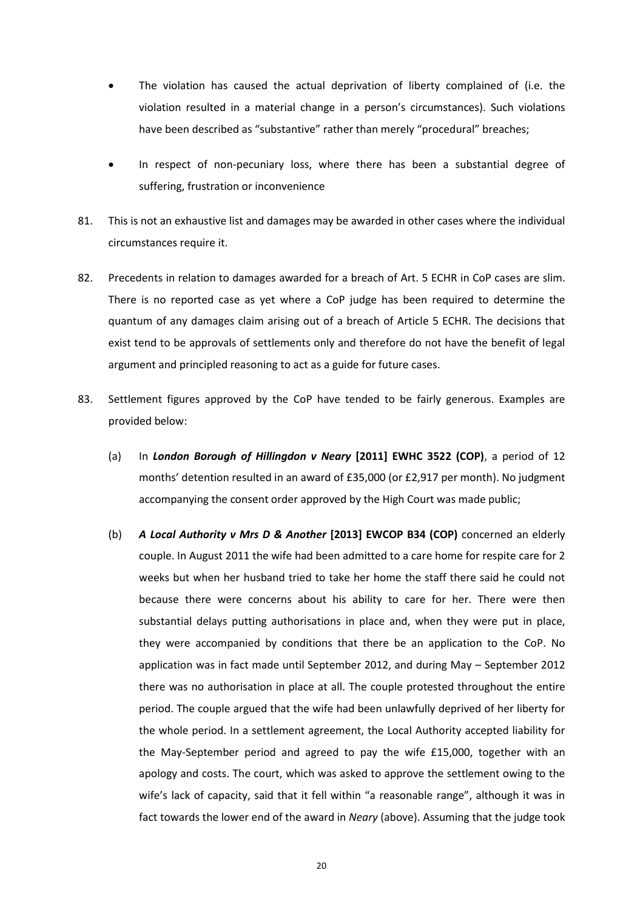- The violation has caused the actual deprivation of liberty complained of (i.e. the violation resulted in a material change in a person's circumstances). Such violations have been described as "substantive" rather than merely "procedural" breaches;
- In respect of non-pecuniary loss, where there has been a substantial degree of suffering, frustration or inconvenience

81. This is not an exhaustive list and damages may be awarded in other cases where the individual circumstances require it.

82. Precedents in relation to damages awarded for a breach of Art. 5 ECHR in CoP cases are slim. There is no reported case as yet where a CoP judge has been required to determine the quantum of any damages claim arising out of a breach of Article 5 ECHR. The decisions that exist tend to be approvals of settlements only and therefore do not have the benefit of legal argument and principled reasoning to act as a guide for future cases.

83. Settlement figures approved by the CoP have tended to be fairly generous. Examples are provided below:

    (a) In ***London Borough of Hillingdon v Neary* [2011] EWHC 3522 (COP)**, a period of 12 months' detention resulted in an award of £35,000 (or £2,917 per month). No judgment accompanying the consent order approved by the High Court was made public;

    (b) ***A Local Authority v Mrs D & Another* [2013] EWCOP B34 (COP)** concerned an elderly couple. In August 2011 the wife had been admitted to a care home for respite care for 2 weeks but when her husband tried to take her home the staff there said he could not because there were concerns about his ability to care for her. There were then substantial delays putting authorisations in place and, when they were put in place, they were accompanied by conditions that there be an application to the CoP. No application was in fact made until September 2012, and during May – September 2012 there was no authorisation in place at all. The couple protested throughout the entire period. The couple argued that the wife had been unlawfully deprived of her liberty for the whole period. In a settlement agreement, the Local Authority accepted liability for the May-September period and agreed to pay the wife £15,000, together with an apology and costs. The court, which was asked to approve the settlement owing to the wife's lack of capacity, said that it fell within "a reasonable range", although it was in fact towards the lower end of the award in *Neary* (above). Assuming that the judge took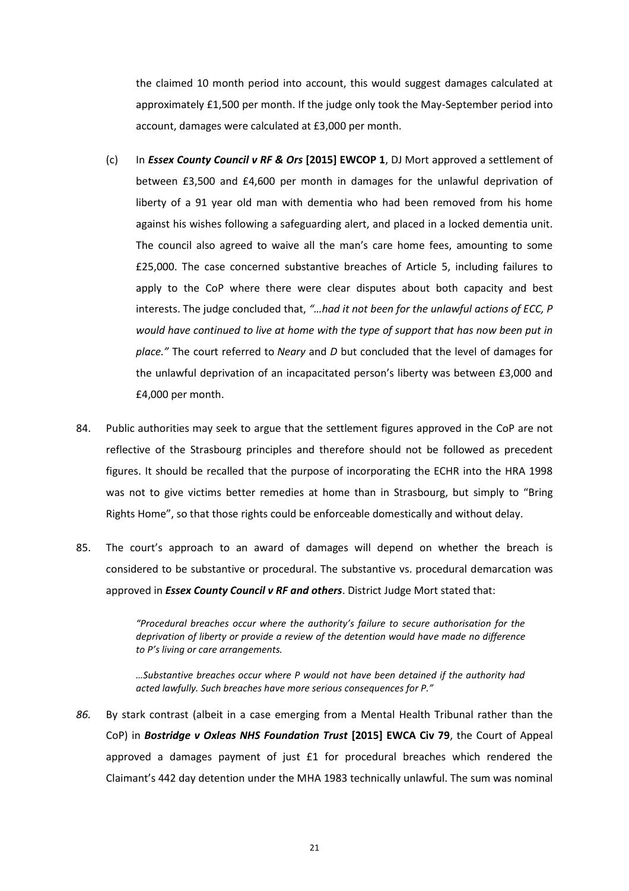the claimed 10 month period into account, this would suggest damages calculated at approximately £1,500 per month. If the judge only took the May-September period into account, damages were calculated at £3,000 per month.

(c) In ***Essex County Council v RF & Ors* [2015] EWCOP 1**, DJ Mort approved a settlement of between £3,500 and £4,600 per month in damages for the unlawful deprivation of liberty of a 91 year old man with dementia who had been removed from his home against his wishes following a safeguarding alert, and placed in a locked dementia unit. The council also agreed to waive all the man's care home fees, amounting to some £25,000. The case concerned substantive breaches of Article 5, including failures to apply to the CoP where there were clear disputes about both capacity and best interests. The judge concluded that, *"…had it not been for the unlawful actions of ECC, P would have continued to live at home with the type of support that has now been put in place."* The court referred to *Neary* and *D* but concluded that the level of damages for the unlawful deprivation of an incapacitated person's liberty was between £3,000 and £4,000 per month.

84. Public authorities may seek to argue that the settlement figures approved in the CoP are not reflective of the Strasbourg principles and therefore should not be followed as precedent figures. It should be recalled that the purpose of incorporating the ECHR into the HRA 1998 was not to give victims better remedies at home than in Strasbourg, but simply to "Bring Rights Home", so that those rights could be enforceable domestically and without delay.

85. The court's approach to an award of damages will depend on whether the breach is considered to be substantive or procedural. The substantive vs. procedural demarcation was approved in ***Essex County Council v RF and others***. District Judge Mort stated that:

> *"Procedural breaches occur where the authority's failure to secure authorisation for the deprivation of liberty or provide a review of the detention would have made no difference to P's living or care arrangements.*
>
> *…Substantive breaches occur where P would not have been detained if the authority had acted lawfully. Such breaches have more serious consequences for P."*

*86.* By stark contrast (albeit in a case emerging from a Mental Health Tribunal rather than the CoP) in ***Bostridge v Oxleas NHS Foundation Trust* [2015] EWCA Civ 79**, the Court of Appeal approved a damages payment of just £1 for procedural breaches which rendered the Claimant's 442 day detention under the MHA 1983 technically unlawful. The sum was nominal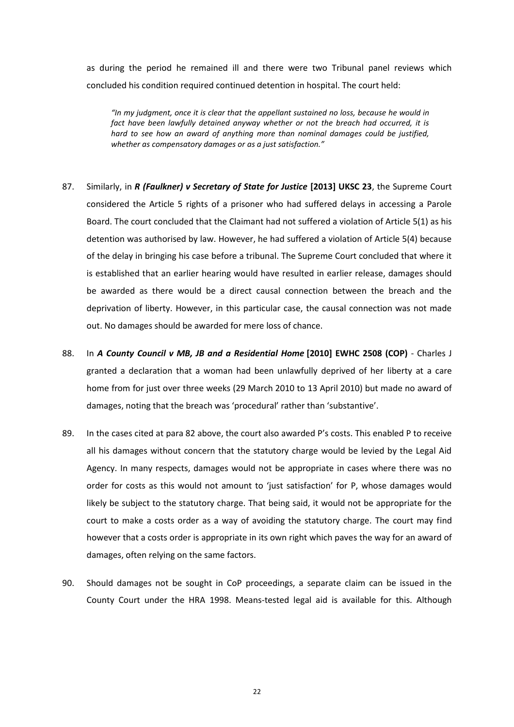as during the period he remained ill and there were two Tribunal panel reviews which concluded his condition required continued detention in hospital. The court held:

> *"In my judgment, once it is clear that the appellant sustained no loss, because he would in fact have been lawfully detained anyway whether or not the breach had occurred, it is hard to see how an award of anything more than nominal damages could be justified, whether as compensatory damages or as a just satisfaction."*

87. Similarly, in ***R (Faulkner) v Secretary of State for Justice* [2013] UKSC 23**, the Supreme Court considered the Article 5 rights of a prisoner who had suffered delays in accessing a Parole Board. The court concluded that the Claimant had not suffered a violation of Article 5(1) as his detention was authorised by law. However, he had suffered a violation of Article 5(4) because of the delay in bringing his case before a tribunal. The Supreme Court concluded that where it is established that an earlier hearing would have resulted in earlier release, damages should be awarded as there would be a direct causal connection between the breach and the deprivation of liberty. However, in this particular case, the causal connection was not made out. No damages should be awarded for mere loss of chance.

88. In ***A County Council v MB, JB and a Residential Home* [2010] EWHC 2508 (COP)** - Charles J granted a declaration that a woman had been unlawfully deprived of her liberty at a care home from for just over three weeks (29 March 2010 to 13 April 2010) but made no award of damages, noting that the breach was 'procedural' rather than 'substantive'.

89. In the cases cited at para 82 above, the court also awarded P's costs. This enabled P to receive all his damages without concern that the statutory charge would be levied by the Legal Aid Agency. In many respects, damages would not be appropriate in cases where there was no order for costs as this would not amount to 'just satisfaction' for P, whose damages would likely be subject to the statutory charge. That being said, it would not be appropriate for the court to make a costs order as a way of avoiding the statutory charge. The court may find however that a costs order is appropriate in its own right which paves the way for an award of damages, often relying on the same factors.

90. Should damages not be sought in CoP proceedings, a separate claim can be issued in the County Court under the HRA 1998. Means-tested legal aid is available for this. Although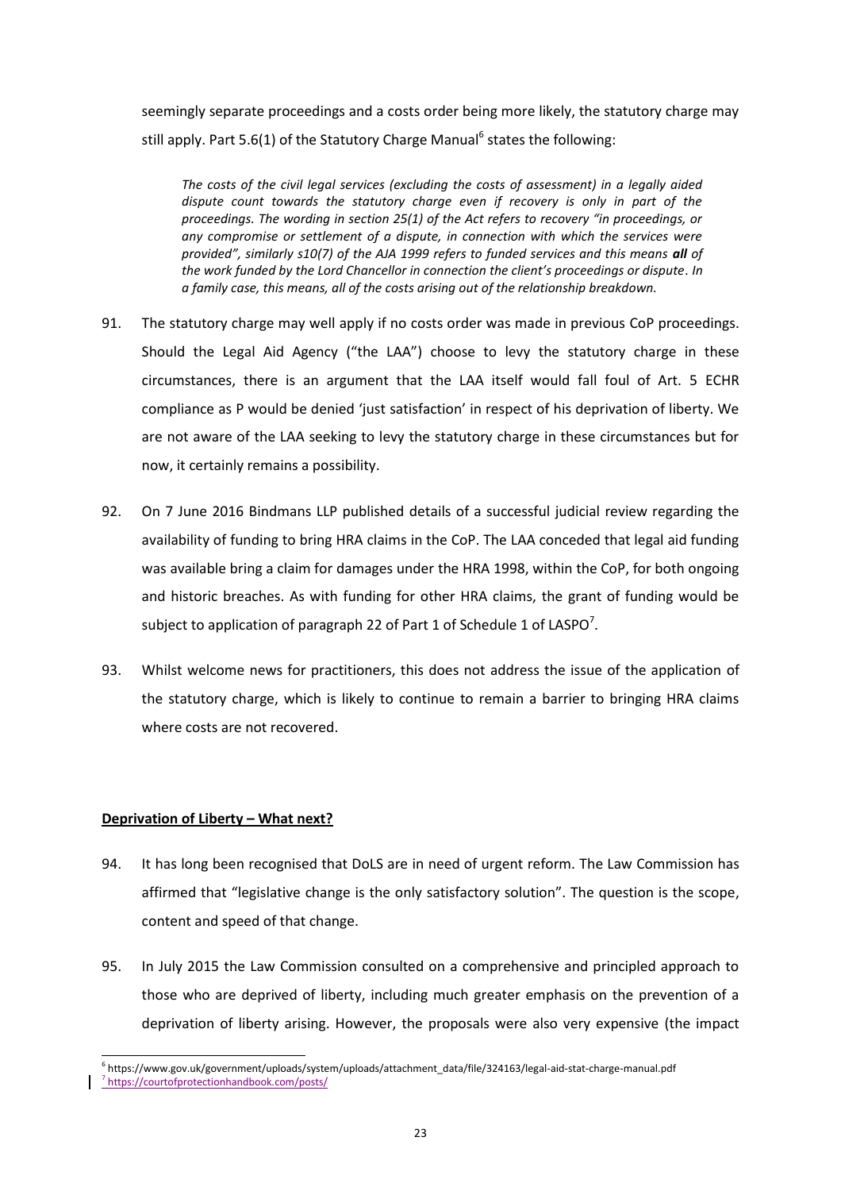seemingly separate proceedings and a costs order being more likely, the statutory charge may still apply. Part 5.6(1) of the Statutory Charge Manual[6] states the following:

> *The costs of the civil legal services (excluding the costs of assessment) in a legally aided dispute count towards the statutory charge even if recovery is only in part of the proceedings. The wording in section 25(1) of the Act refers to recovery "in proceedings, or any compromise or settlement of a dispute, in connection with which the services were provided", similarly s10(7) of the AJA 1999 refers to funded services and this means **all** of the work funded by the Lord Chancellor in connection the client's proceedings or dispute. In a family case, this means, all of the costs arising out of the relationship breakdown.*

91. The statutory charge may well apply if no costs order was made in previous CoP proceedings. Should the Legal Aid Agency ("the LAA") choose to levy the statutory charge in these circumstances, there is an argument that the LAA itself would fall foul of Art. 5 ECHR compliance as P would be denied 'just satisfaction' in respect of his deprivation of liberty. We are not aware of the LAA seeking to levy the statutory charge in these circumstances but for now, it certainly remains a possibility.

92. On 7 June 2016 Bindmans LLP published details of a successful judicial review regarding the availability of funding to bring HRA claims in the CoP. The LAA conceded that legal aid funding was available bring a claim for damages under the HRA 1998, within the CoP, for both ongoing and historic breaches. As with funding for other HRA claims, the grant of funding would be subject to application of paragraph 22 of Part 1 of Schedule 1 of LASPO[7].

93. Whilst welcome news for practitioners, this does not address the issue of the application of the statutory charge, which is likely to continue to remain a barrier to bringing HRA claims where costs are not recovered.

**<u>Deprivation of Liberty – What next?</u>**

94. It has long been recognised that DoLS are in need of urgent reform. The Law Commission has affirmed that "legislative change is the only satisfactory solution". The question is the scope, content and speed of that change.

95. In July 2015 the Law Commission consulted on a comprehensive and principled approach to those who are deprived of liberty, including much greater emphasis on the prevention of a deprivation of liberty arising. However, the proposals were also very expensive (the impact

---

[6] https://www.gov.uk/government/uploads/system/uploads/attachment_data/file/324163/legal-aid-stat-charge-manual.pdf

[7] https://courtofprotectionhandbook.com/posts/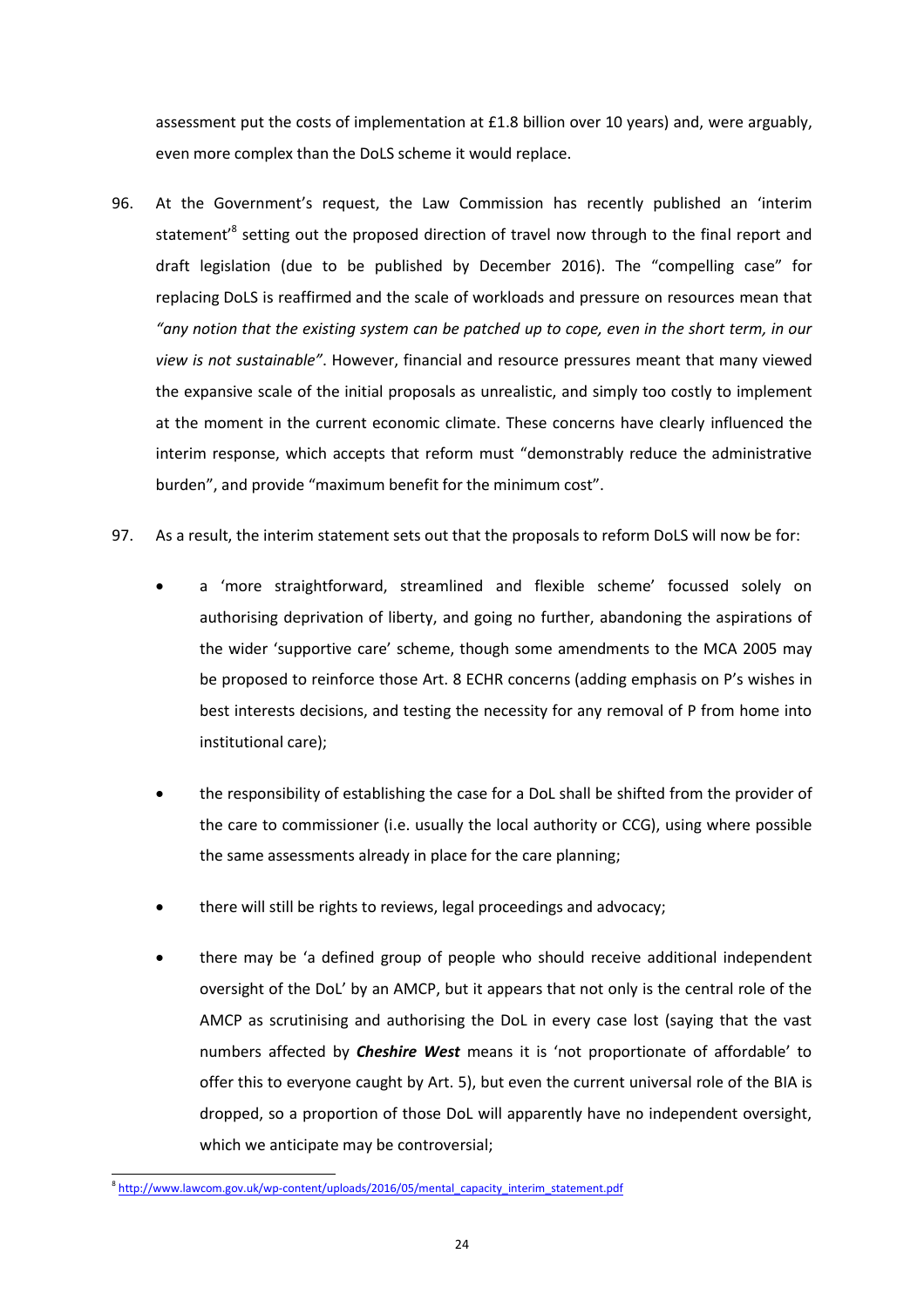assessment put the costs of implementation at £1.8 billion over 10 years) and, were arguably, even more complex than the DoLS scheme it would replace.

96. At the Government's request, the Law Commission has recently published an 'interim statement'[8] setting out the proposed direction of travel now through to the final report and draft legislation (due to be published by December 2016). The "compelling case" for replacing DoLS is reaffirmed and the scale of workloads and pressure on resources mean that *"any notion that the existing system can be patched up to cope, even in the short term, in our view is not sustainable"*. However, financial and resource pressures meant that many viewed the expansive scale of the initial proposals as unrealistic, and simply too costly to implement at the moment in the current economic climate. These concerns have clearly influenced the interim response, which accepts that reform must "demonstrably reduce the administrative burden", and provide "maximum benefit for the minimum cost".

97. As a result, the interim statement sets out that the proposals to reform DoLS will now be for:

- a 'more straightforward, streamlined and flexible scheme' focussed solely on authorising deprivation of liberty, and going no further, abandoning the aspirations of the wider 'supportive care' scheme, though some amendments to the MCA 2005 may be proposed to reinforce those Art. 8 ECHR concerns (adding emphasis on P's wishes in best interests decisions, and testing the necessity for any removal of P from home into institutional care);
- the responsibility of establishing the case for a DoL shall be shifted from the provider of the care to commissioner (i.e. usually the local authority or CCG), using where possible the same assessments already in place for the care planning;
- there will still be rights to reviews, legal proceedings and advocacy;
- there may be 'a defined group of people who should receive additional independent oversight of the DoL' by an AMCP, but it appears that not only is the central role of the AMCP as scrutinising and authorising the DoL in every case lost (saying that the vast numbers affected by ***Cheshire West*** means it is 'not proportionate of affordable' to offer this to everyone caught by Art. 5), but even the current universal role of the BIA is dropped, so a proportion of those DoL will apparently have no independent oversight, which we anticipate may be controversial;

[8] http://www.lawcom.gov.uk/wp-content/uploads/2016/05/mental_capacity_interim_statement.pdf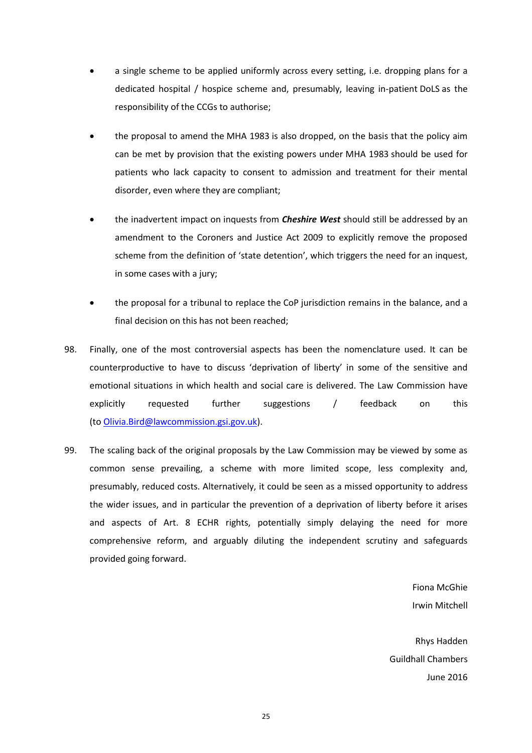- a single scheme to be applied uniformly across every setting, i.e. dropping plans for a dedicated hospital / hospice scheme and, presumably, leaving in-patient DoLS as the responsibility of the CCGs to authorise;

- the proposal to amend the MHA 1983 is also dropped, on the basis that the policy aim can be met by provision that the existing powers under MHA 1983 should be used for patients who lack capacity to consent to admission and treatment for their mental disorder, even where they are compliant;

- the inadvertent impact on inquests from ***Cheshire West*** should still be addressed by an amendment to the Coroners and Justice Act 2009 to explicitly remove the proposed scheme from the definition of 'state detention', which triggers the need for an inquest, in some cases with a jury;

- the proposal for a tribunal to replace the CoP jurisdiction remains in the balance, and a final decision on this has not been reached;

98. Finally, one of the most controversial aspects has been the nomenclature used. It can be counterproductive to have to discuss 'deprivation of liberty' in some of the sensitive and emotional situations in which health and social care is delivered. The Law Commission have explicitly requested further suggestions / feedback on this (to Olivia.Bird@lawcommission.gsi.gov.uk).

99. The scaling back of the original proposals by the Law Commission may be viewed by some as common sense prevailing, a scheme with more limited scope, less complexity and, presumably, reduced costs. Alternatively, it could be seen as a missed opportunity to address the wider issues, and in particular the prevention of a deprivation of liberty before it arises and aspects of Art. 8 ECHR rights, potentially simply delaying the need for more comprehensive reform, and arguably diluting the independent scrutiny and safeguards provided going forward.

Fiona McGhie
Irwin Mitchell

Rhys Hadden
Guildhall Chambers
June 2016